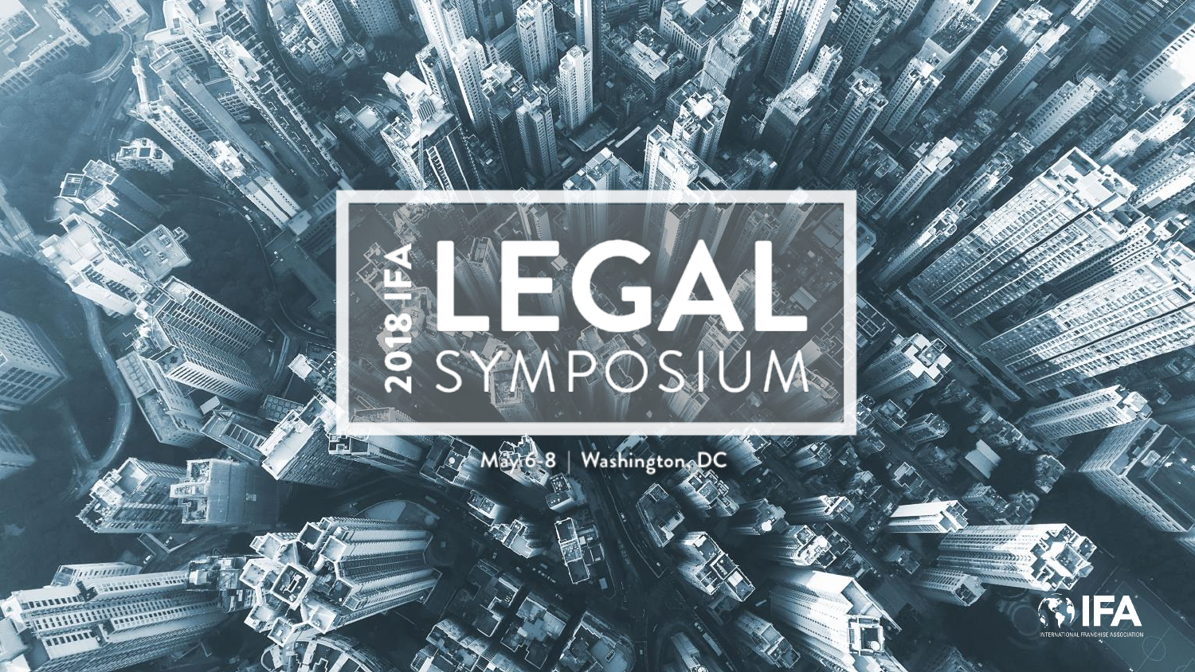# 2018 IFA LEGAL SYMPOSIUM

May 6-8 | Washington, DC

IFA
INTERNATIONAL FRANCHISE ASSOCIATION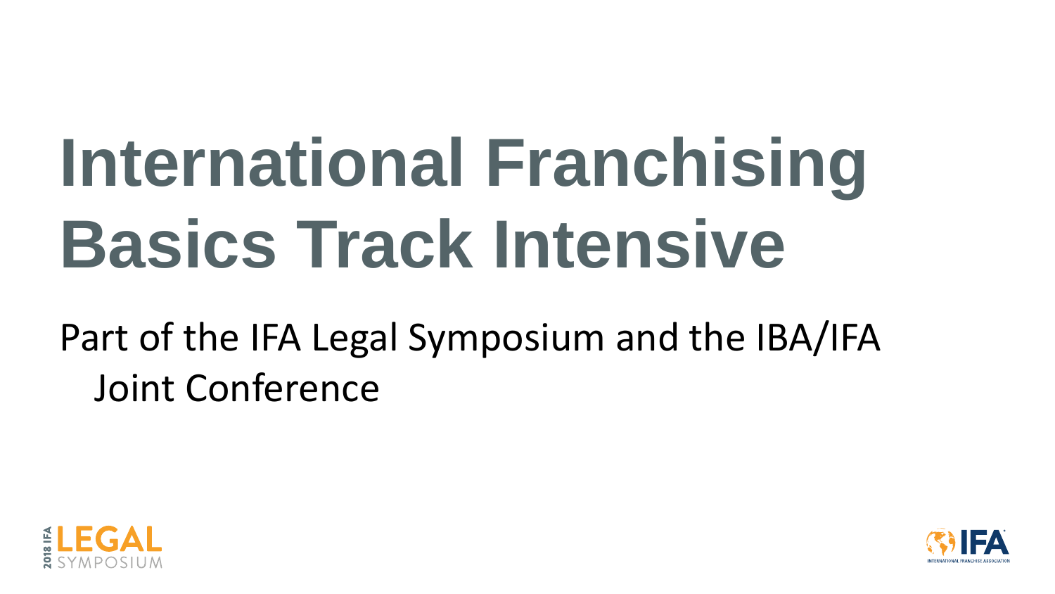# International Franchising Basics Track Intensive

Part of the IFA Legal Symposium and the IBA/IFA Joint Conference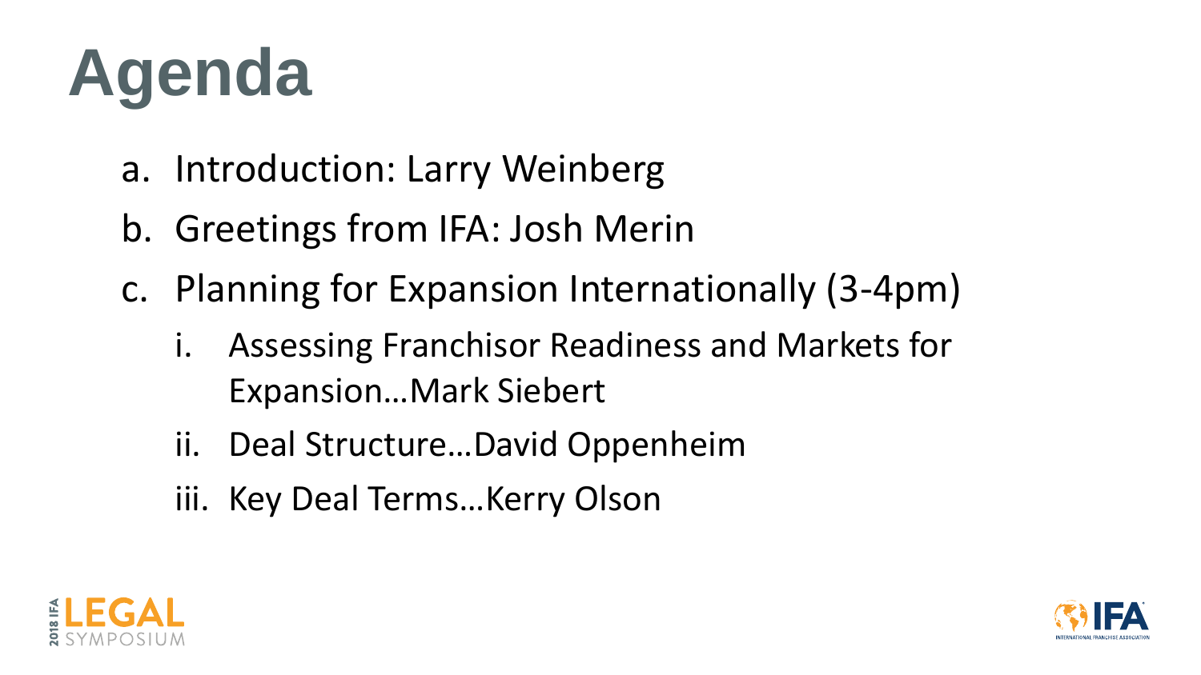# Agenda

a. Introduction: Larry Weinberg
b. Greetings from IFA: Josh Merin
c. Planning for Expansion Internationally (3-4pm)
   i. Assessing Franchisor Readiness and Markets for Expansion…Mark Siebert
   ii. Deal Structure…David Oppenheim
   iii. Key Deal Terms…Kerry Olson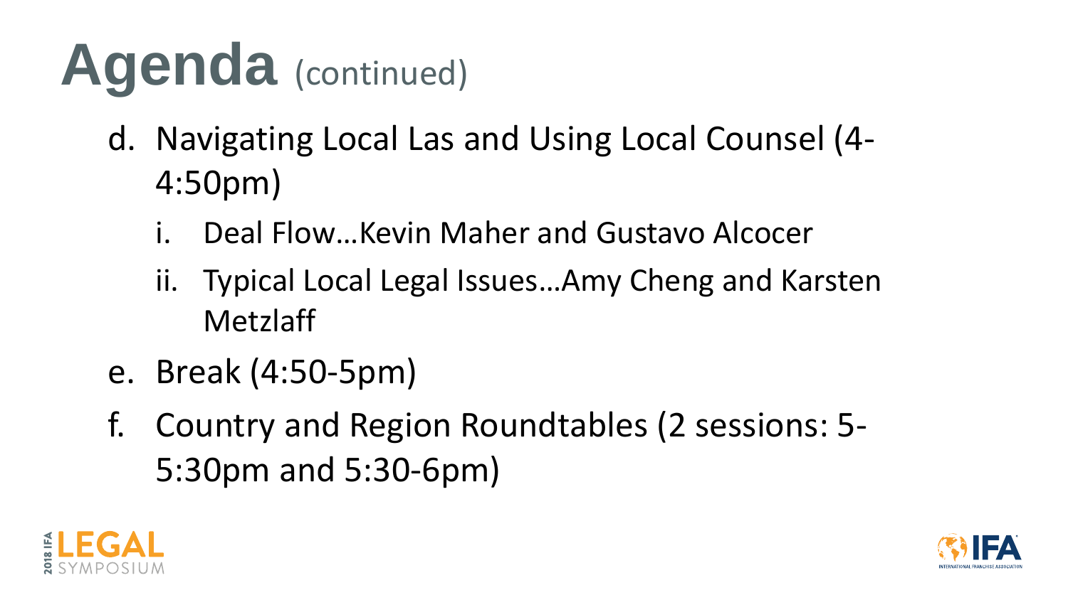# Agenda (continued)

d. Navigating Local Las and Using Local Counsel (4-4:50pm)
   i. Deal Flow…Kevin Maher and Gustavo Alcocer
   ii. Typical Local Legal Issues…Amy Cheng and Karsten Metzlaff

e. Break (4:50-5pm)

f. Country and Region Roundtables (2 sessions: 5-5:30pm and 5:30-6pm)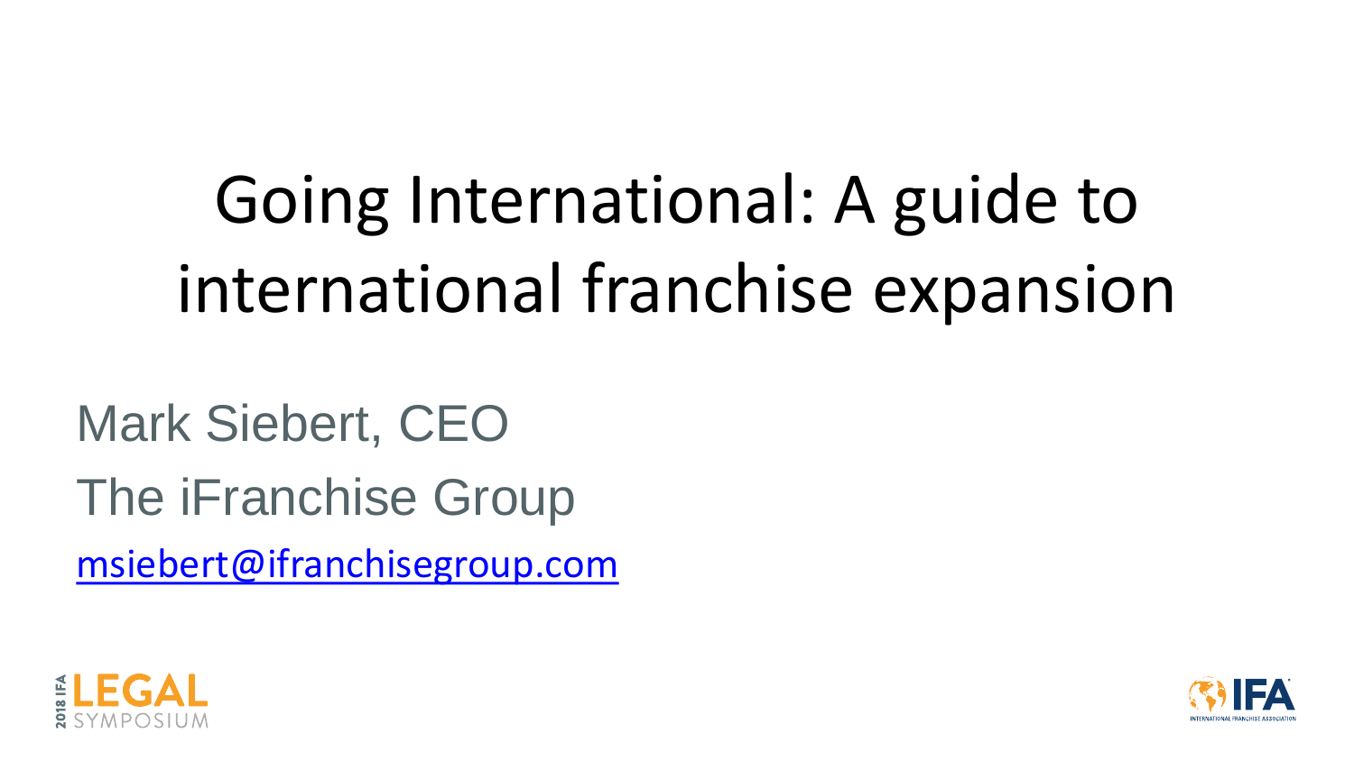# Going International: A guide to international franchise expansion

Mark Siebert, CEO

The iFranchise Group

msiebert@ifranchisegroup.com

2018 IFA LEGAL SYMPOSIUM

IFA INTERNATIONAL FRANCHISE ASSOCIATION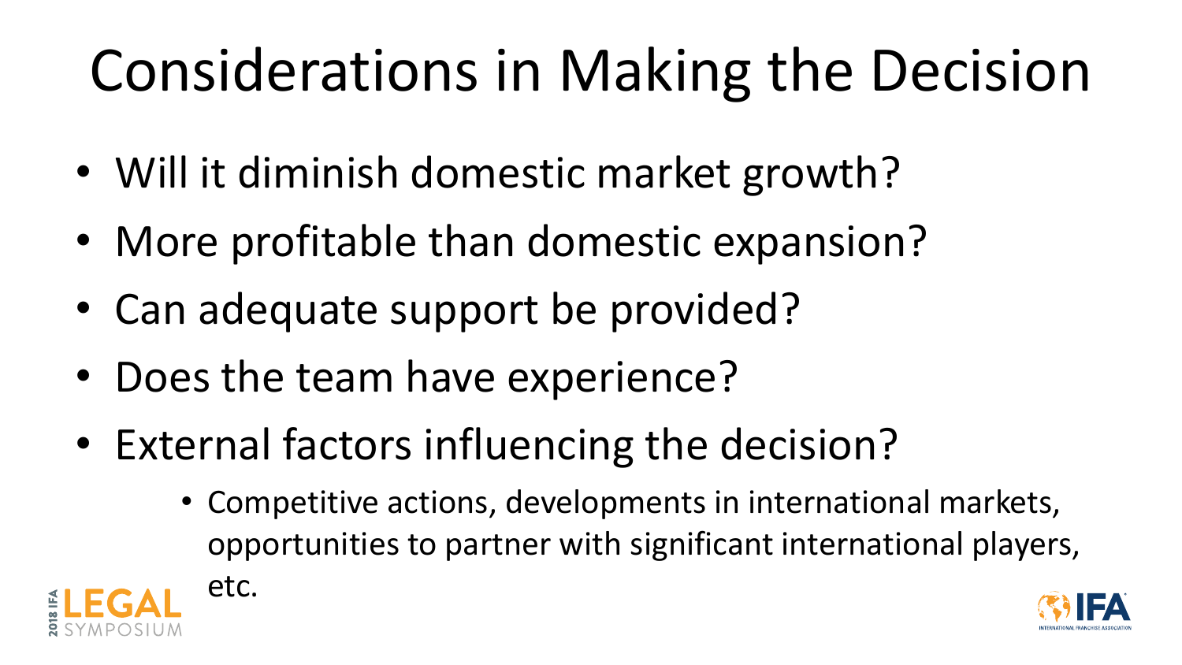# Considerations in Making the Decision

- Will it diminish domestic market growth?
- More profitable than domestic expansion?
- Can adequate support be provided?
- Does the team have experience?
- External factors influencing the decision?
    - Competitive actions, developments in international markets, opportunities to partner with significant international players, etc.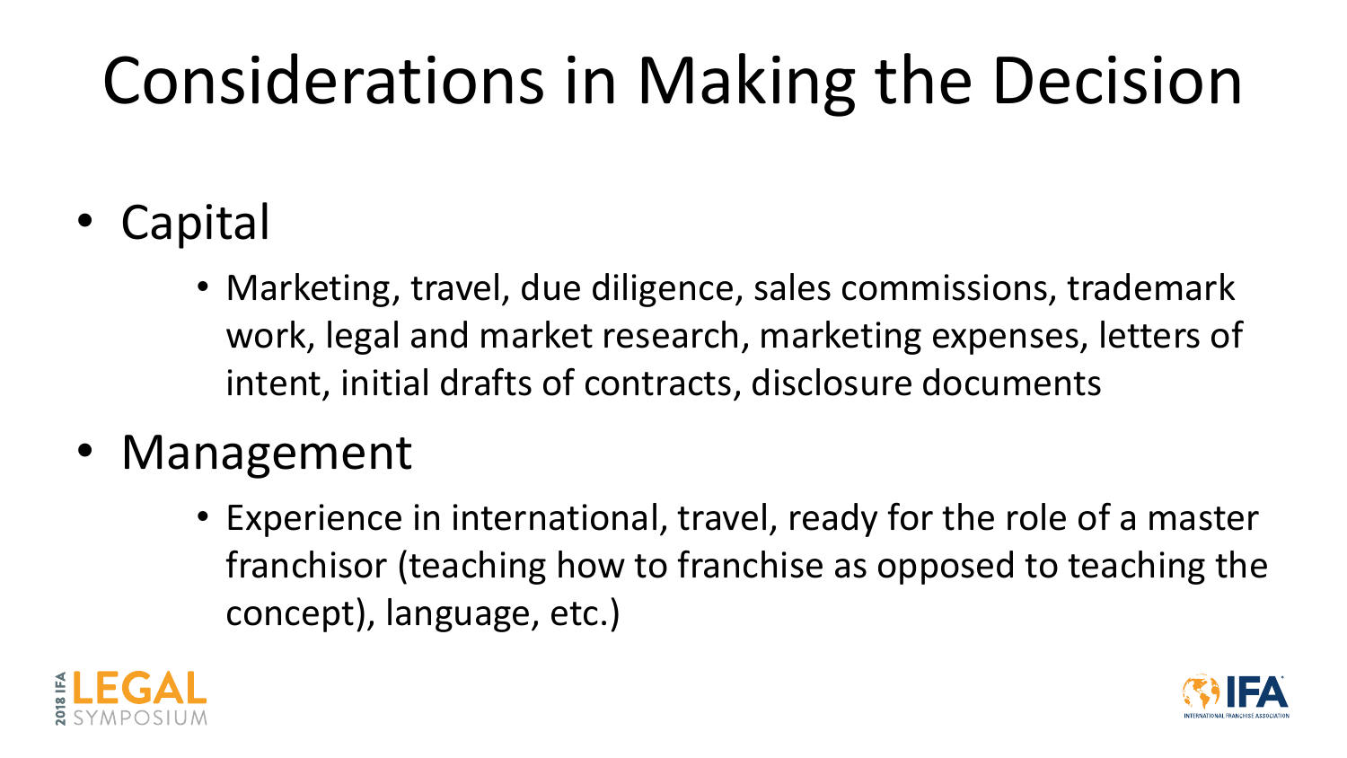# Considerations in Making the Decision

- Capital
  - Marketing, travel, due diligence, sales commissions, trademark work, legal and market research, marketing expenses, letters of intent, initial drafts of contracts, disclosure documents
- Management
  - Experience in international, travel, ready for the role of a master franchisor (teaching how to franchise as opposed to teaching the concept), language, etc.)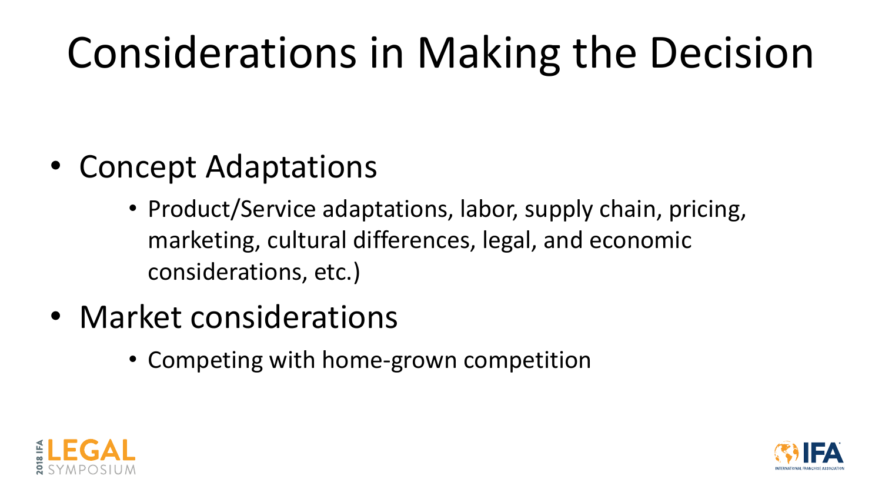# Considerations in Making the Decision

- Concept Adaptations
  - Product/Service adaptations, labor, supply chain, pricing, marketing, cultural differences, legal, and economic considerations, etc.)
- Market considerations
  - Competing with home-grown competition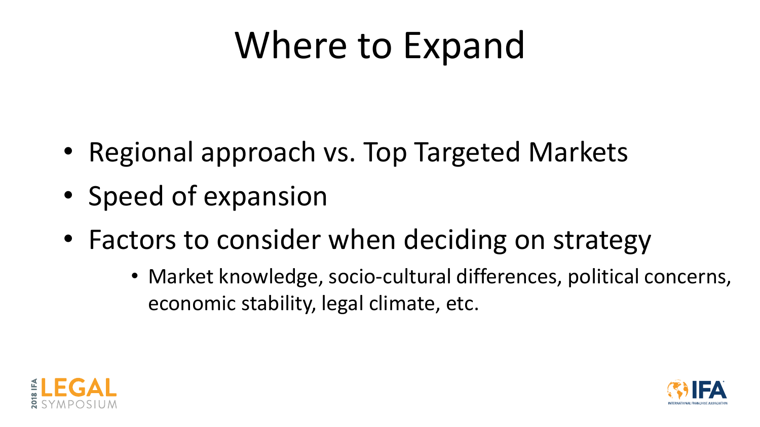# Where to Expand

- Regional approach vs. Top Targeted Markets
- Speed of expansion
- Factors to consider when deciding on strategy
  - Market knowledge, socio-cultural differences, political concerns, economic stability, legal climate, etc.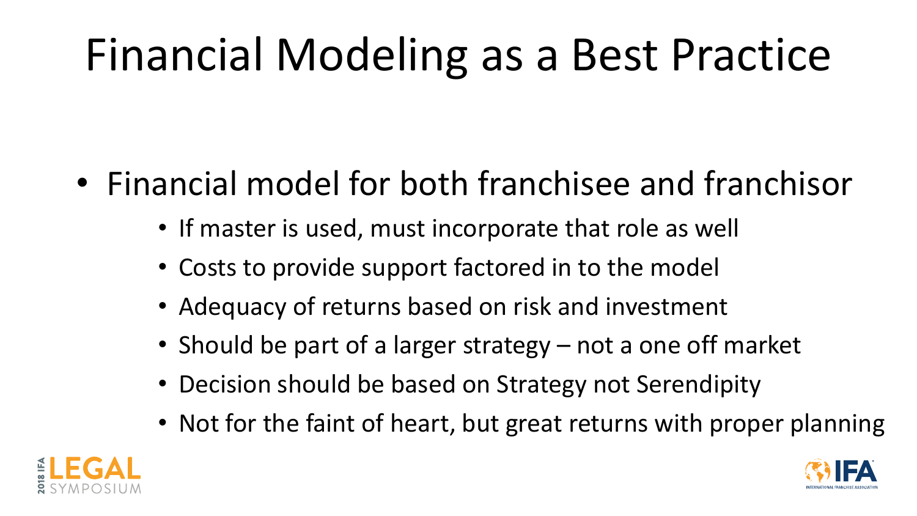# Financial Modeling as a Best Practice

- Financial model for both franchisee and franchisor
  - If master is used, must incorporate that role as well
  - Costs to provide support factored in to the model
  - Adequacy of returns based on risk and investment
  - Should be part of a larger strategy – not a one off market
  - Decision should be based on Strategy not Serendipity
  - Not for the faint of heart, but great returns with proper planning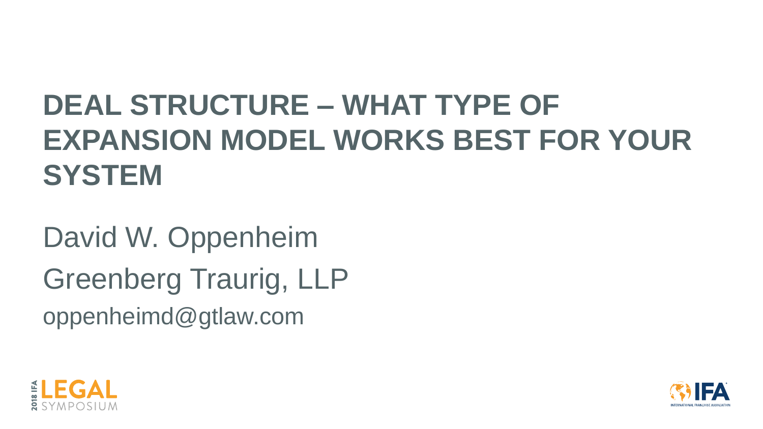# DEAL STRUCTURE – WHAT TYPE OF EXPANSION MODEL WORKS BEST FOR YOUR SYSTEM

David W. Oppenheim

Greenberg Traurig, LLP

oppenheimd@gtlaw.com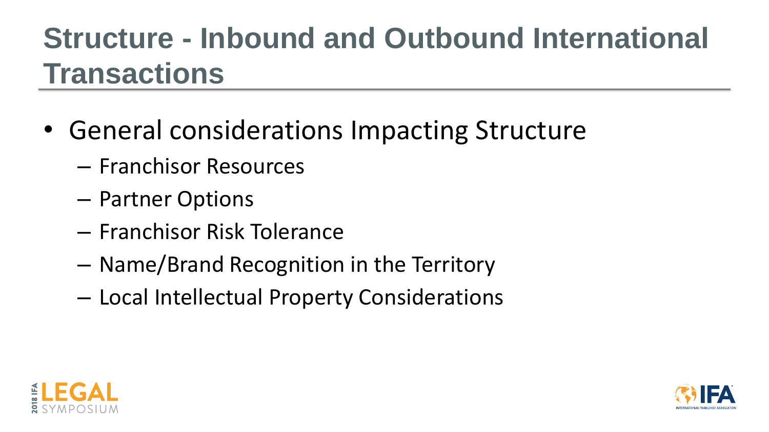# Structure - Inbound and Outbound International Transactions

- General considerations Impacting Structure
  - Franchisor Resources
  - Partner Options
  - Franchisor Risk Tolerance
  - Name/Brand Recognition in the Territory
  - Local Intellectual Property Considerations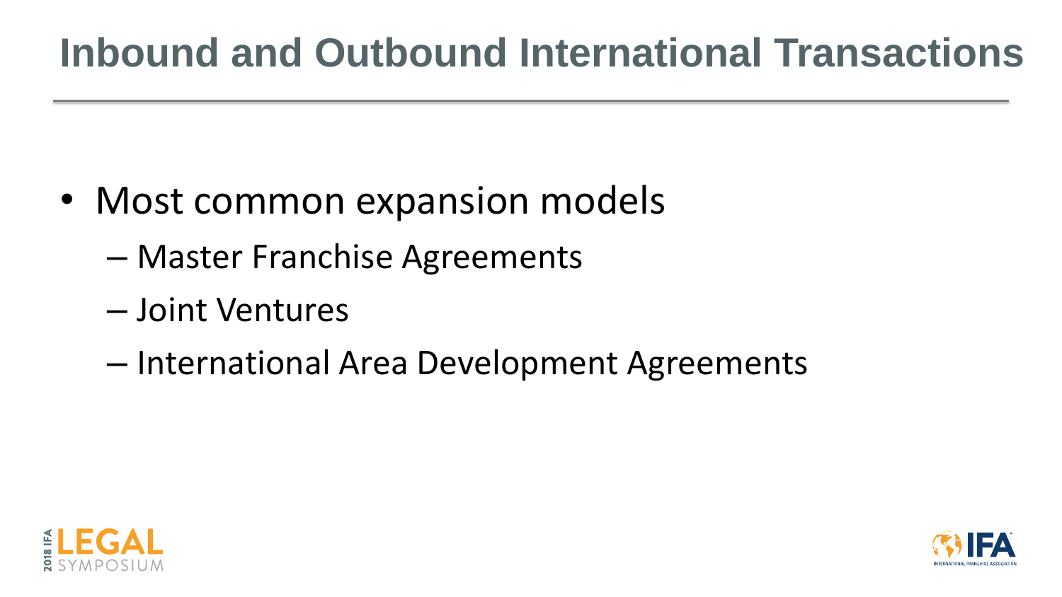# Inbound and Outbound International Transactions

- Most common expansion models
  - Master Franchise Agreements
  - Joint Ventures
  - International Area Development Agreements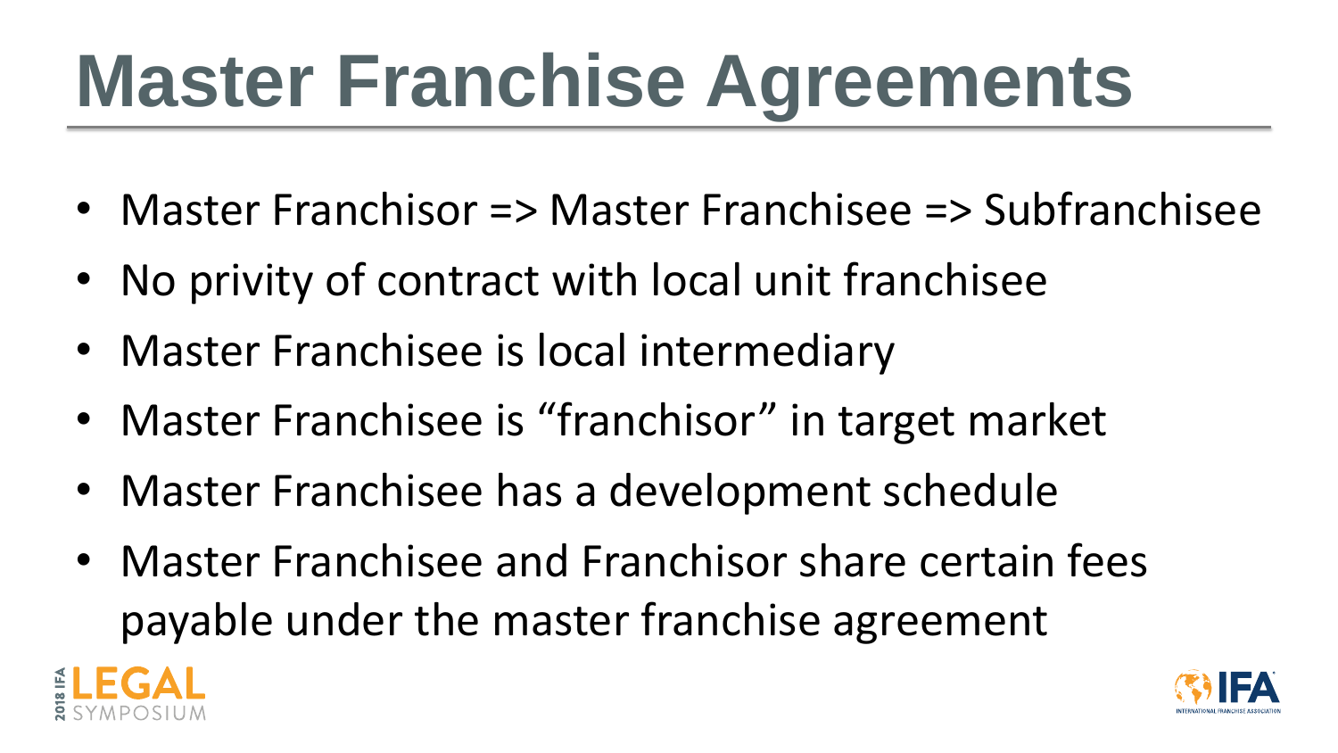# Master Franchise Agreements

- Master Franchisor => Master Franchisee => Subfranchisee
- No privity of contract with local unit franchisee
- Master Franchisee is local intermediary
- Master Franchisee is "franchisor" in target market
- Master Franchisee has a development schedule
- Master Franchisee and Franchisor share certain fees payable under the master franchise agreement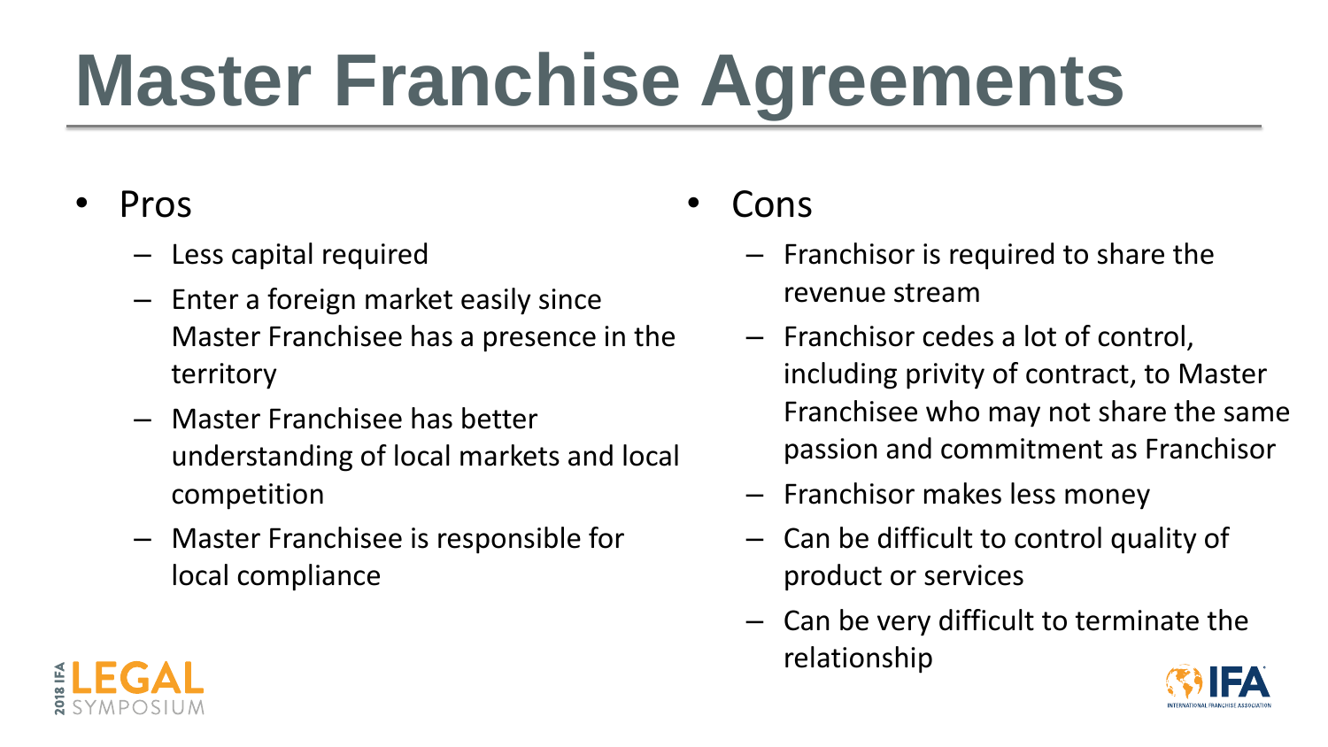# Master Franchise Agreements

- Pros
  - Less capital required
  - Enter a foreign market easily since Master Franchisee has a presence in the territory
  - Master Franchisee has better understanding of local markets and local competition
  - Master Franchisee is responsible for local compliance

- Cons
  - Franchisor is required to share the revenue stream
  - Franchisor cedes a lot of control, including privity of contract, to Master Franchisee who may not share the same passion and commitment as Franchisor
  - Franchisor makes less money
  - Can be difficult to control quality of product or services
  - Can be very difficult to terminate the relationship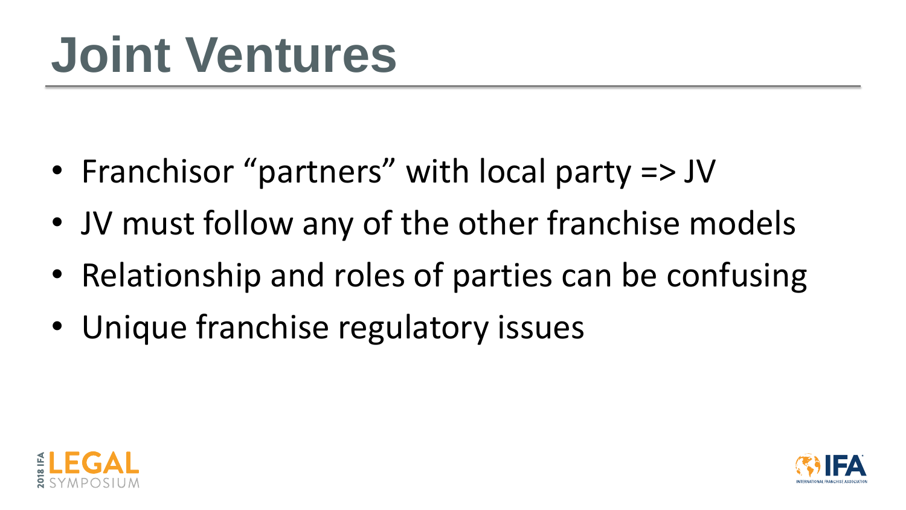# Joint Ventures

- Franchisor "partners" with local party => JV
- JV must follow any of the other franchise models
- Relationship and roles of parties can be confusing
- Unique franchise regulatory issues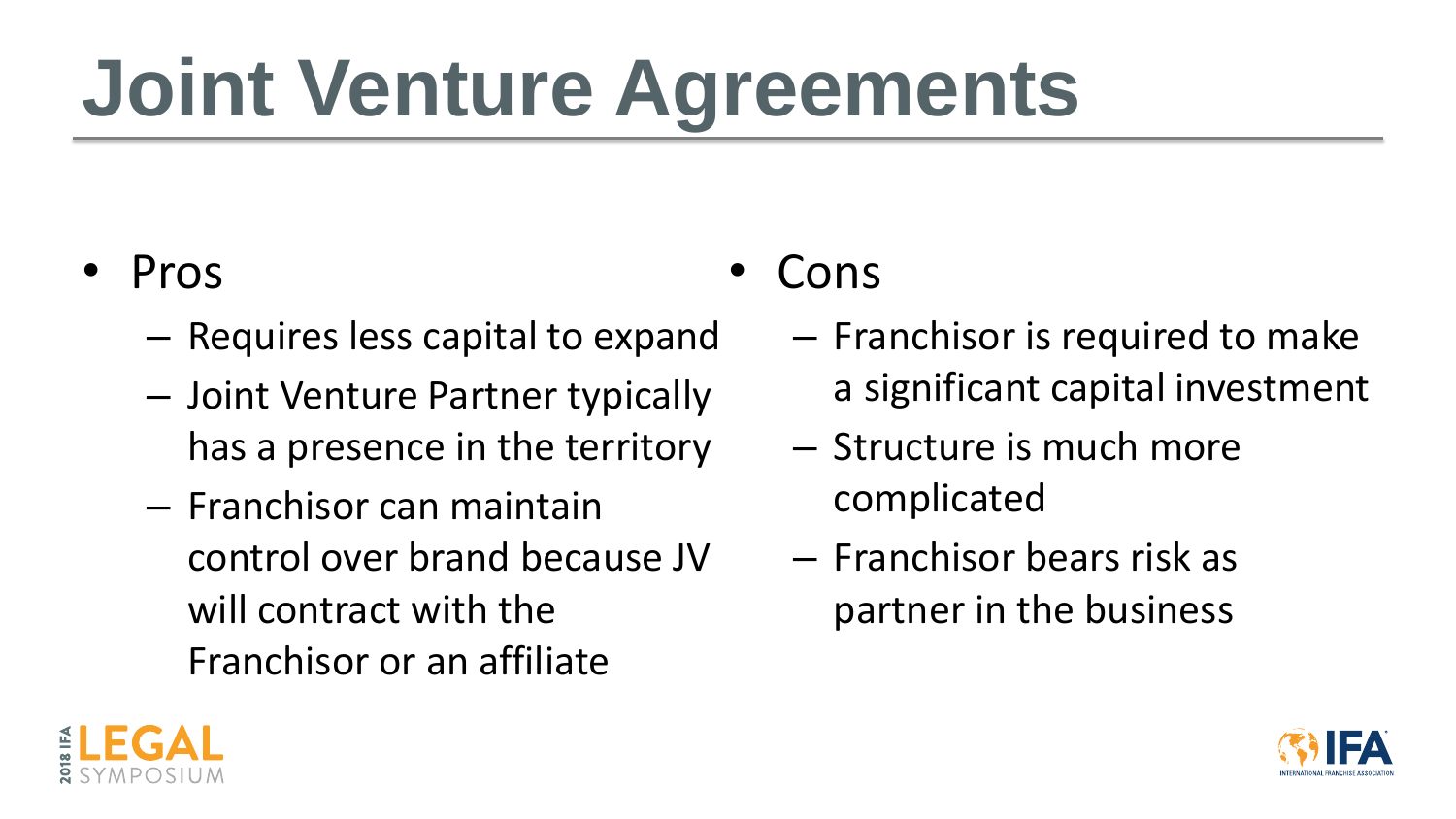# Joint Venture Agreements

- Pros
  - Requires less capital to expand
  - Joint Venture Partner typically has a presence in the territory
  - Franchisor can maintain control over brand because JV will contract with the Franchisor or an affiliate
- Cons
  - Franchisor is required to make a significant capital investment
  - Structure is much more complicated
  - Franchisor bears risk as partner in the business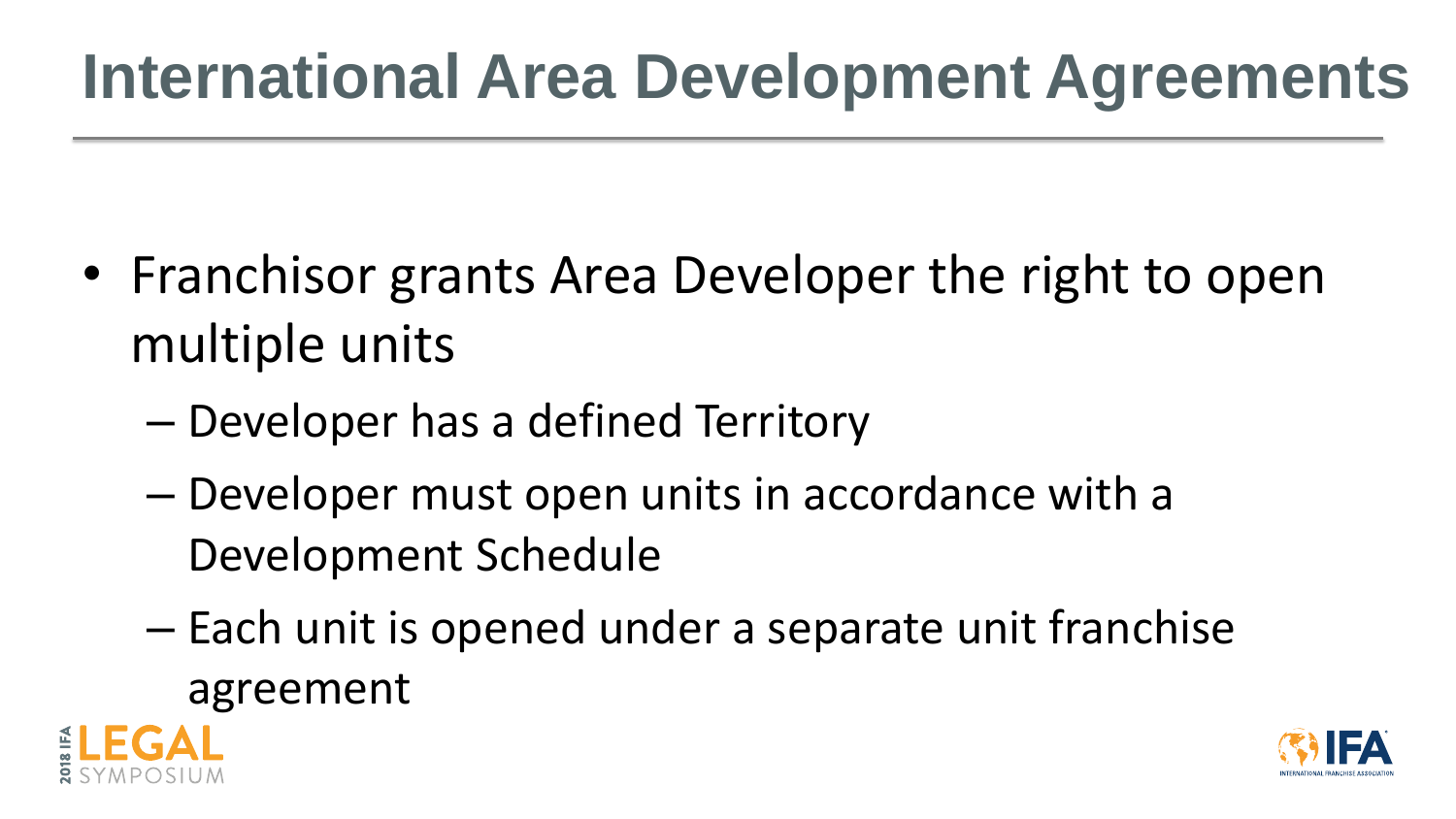# International Area Development Agreements

- Franchisor grants Area Developer the right to open multiple units
  - Developer has a defined Territory
  - Developer must open units in accordance with a Development Schedule
  - Each unit is opened under a separate unit franchise agreement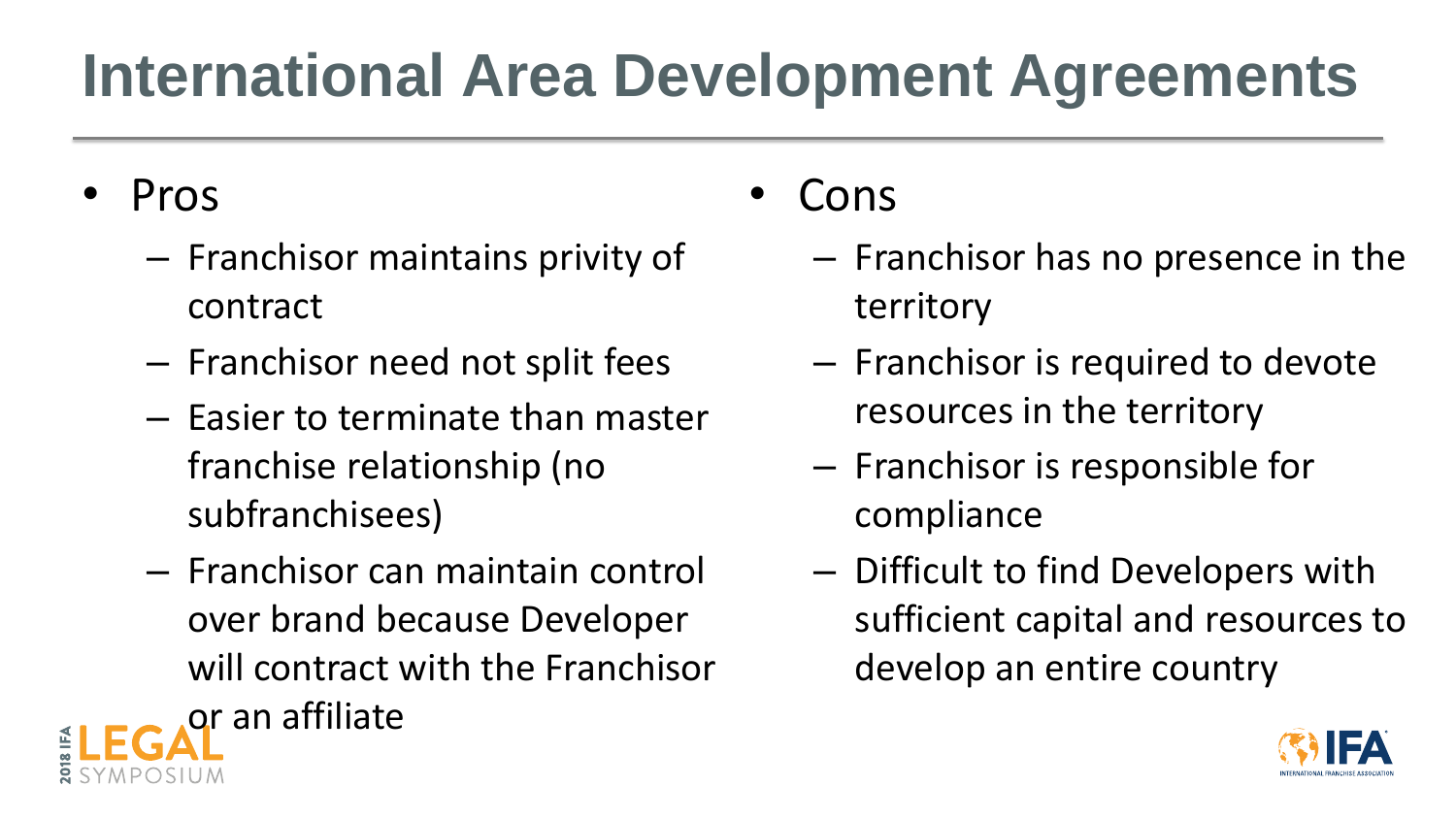# International Area Development Agreements

- Pros
  - Franchisor maintains privity of contract
  - Franchisor need not split fees
  - Easier to terminate than master franchise relationship (no subfranchisees)
  - Franchisor can maintain control over brand because Developer will contract with the Franchisor or an affiliate
- Cons
  - Franchisor has no presence in the territory
  - Franchisor is required to devote resources in the territory
  - Franchisor is responsible for compliance
  - Difficult to find Developers with sufficient capital and resources to develop an entire country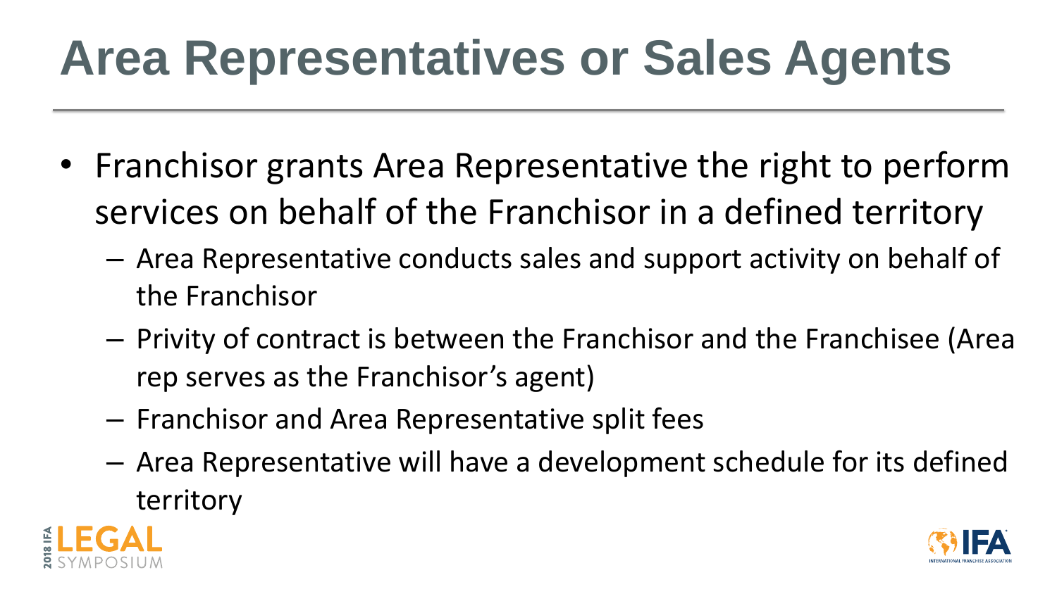# Area Representatives or Sales Agents

- Franchisor grants Area Representative the right to perform services on behalf of the Franchisor in a defined territory
  - Area Representative conducts sales and support activity on behalf of the Franchisor
  - Privity of contract is between the Franchisor and the Franchisee (Area rep serves as the Franchisor's agent)
  - Franchisor and Area Representative split fees
  - Area Representative will have a development schedule for its defined territory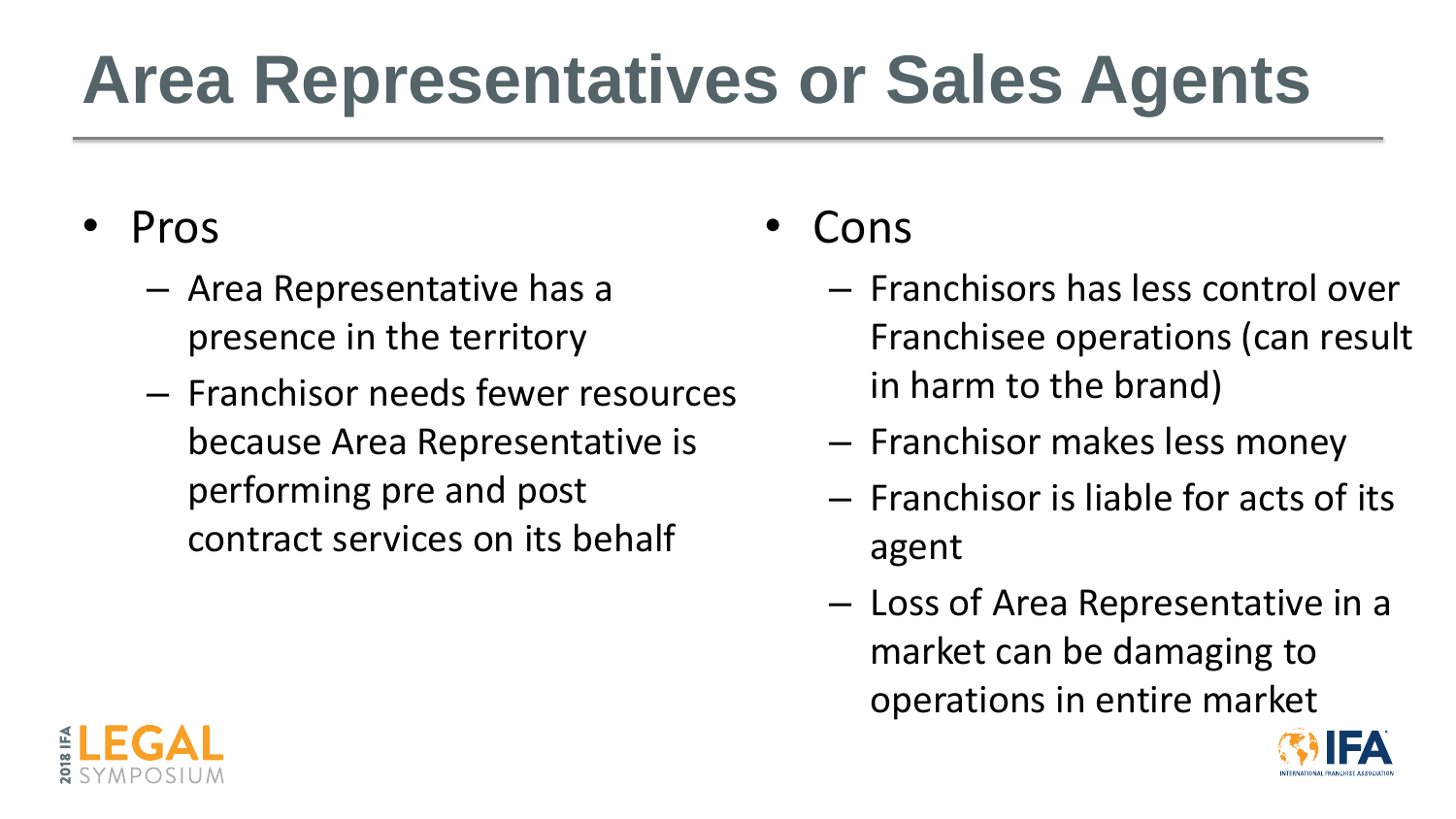# Area Representatives or Sales Agents

- Pros
  - Area Representative has a presence in the territory
  - Franchisor needs fewer resources because Area Representative is performing pre and post contract services on its behalf
- Cons
  - Franchisors has less control over Franchisee operations (can result in harm to the brand)
  - Franchisor makes less money
  - Franchisor is liable for acts of its agent
  - Loss of Area Representative in a market can be damaging to operations in entire market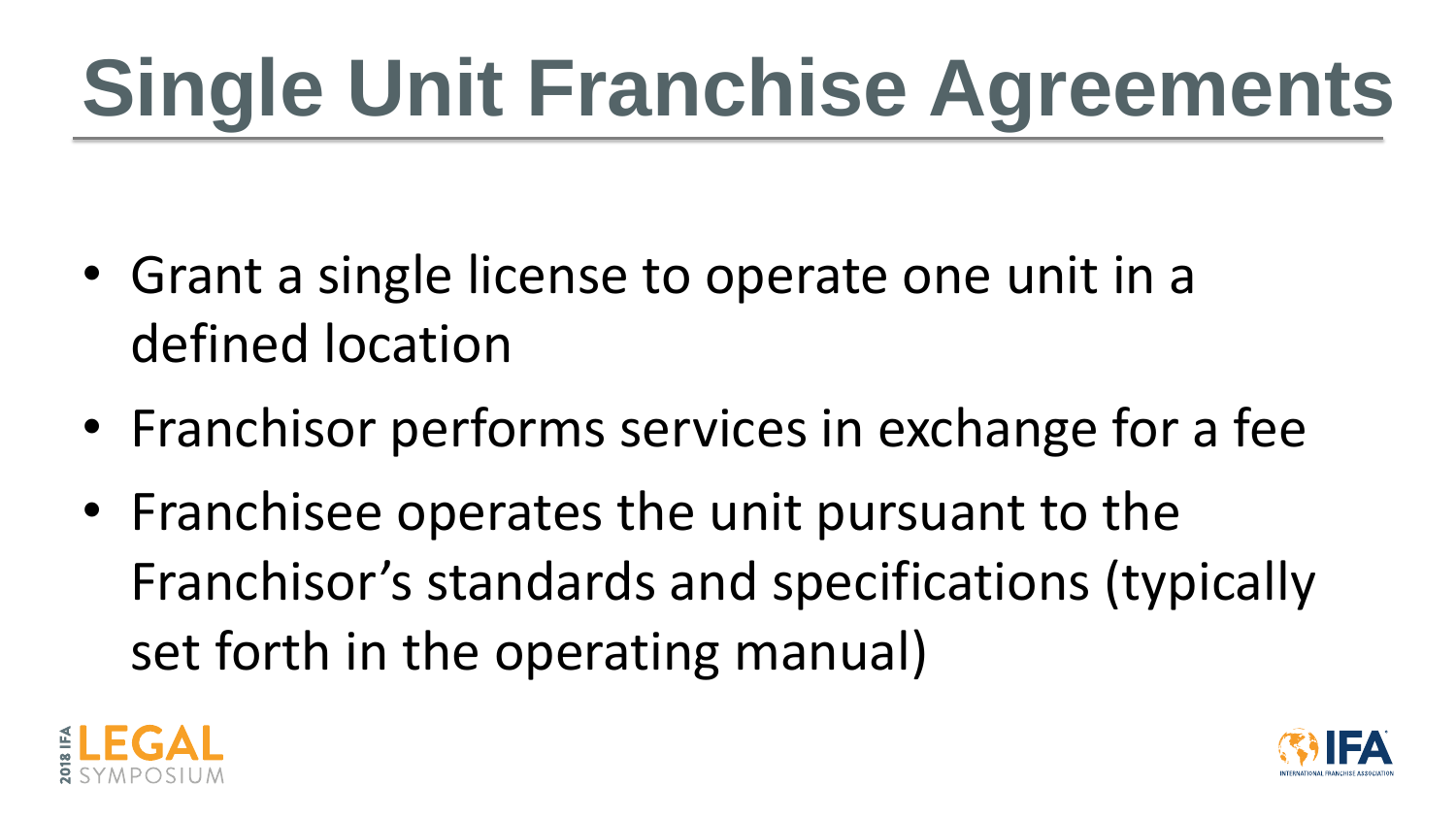# Single Unit Franchise Agreements

- Grant a single license to operate one unit in a defined location
- Franchisor performs services in exchange for a fee
- Franchisee operates the unit pursuant to the Franchisor's standards and specifications (typically set forth in the operating manual)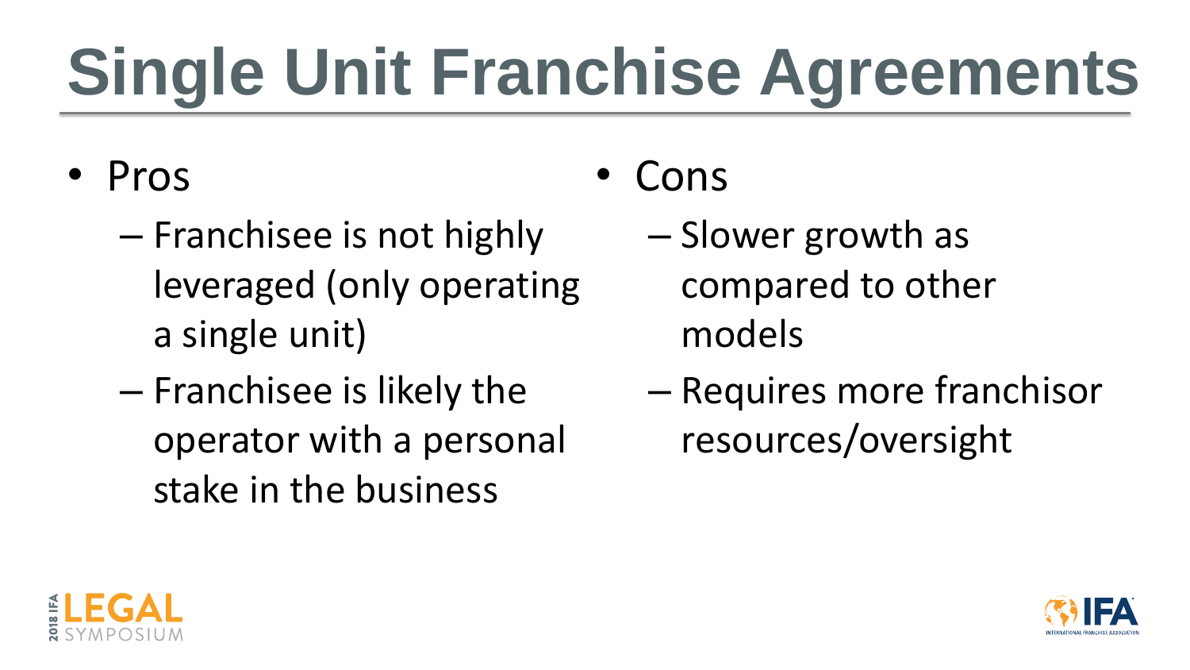# Single Unit Franchise Agreements

- Pros
  - Franchisee is not highly leveraged (only operating a single unit)
  - Franchisee is likely the operator with a personal stake in the business
- Cons
  - Slower growth as compared to other models
  - Requires more franchisor resources/oversight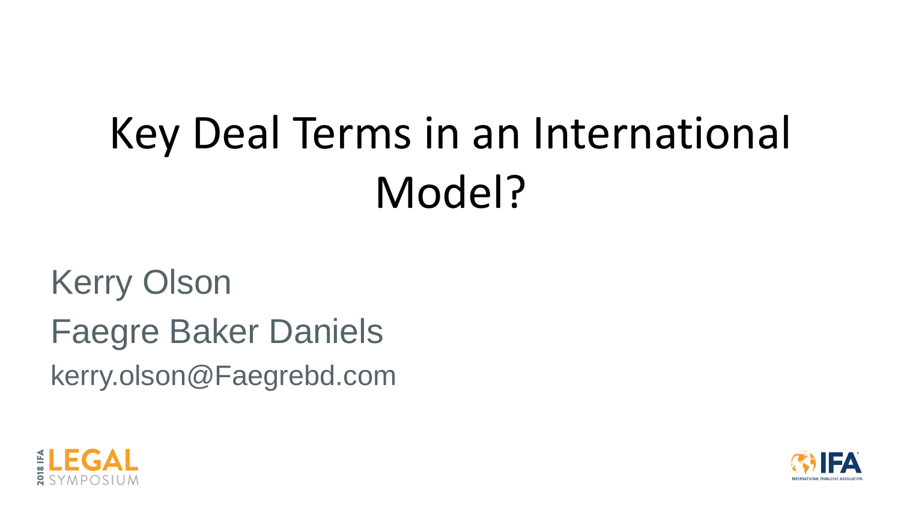# Key Deal Terms in an International Model?

Kerry Olson

Faegre Baker Daniels

kerry.olson@Faegrebd.com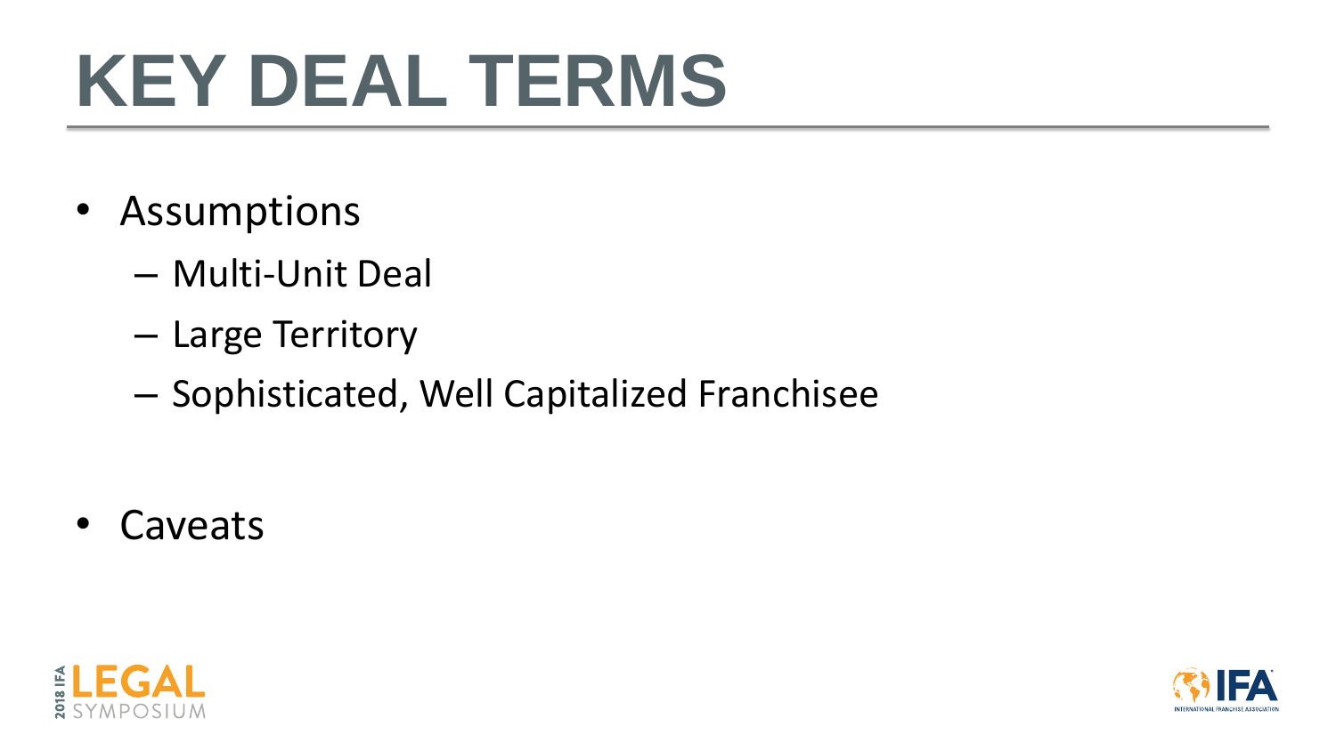# KEY DEAL TERMS

- Assumptions
  - Multi-Unit Deal
  - Large Territory
  - Sophisticated, Well Capitalized Franchisee
- Caveats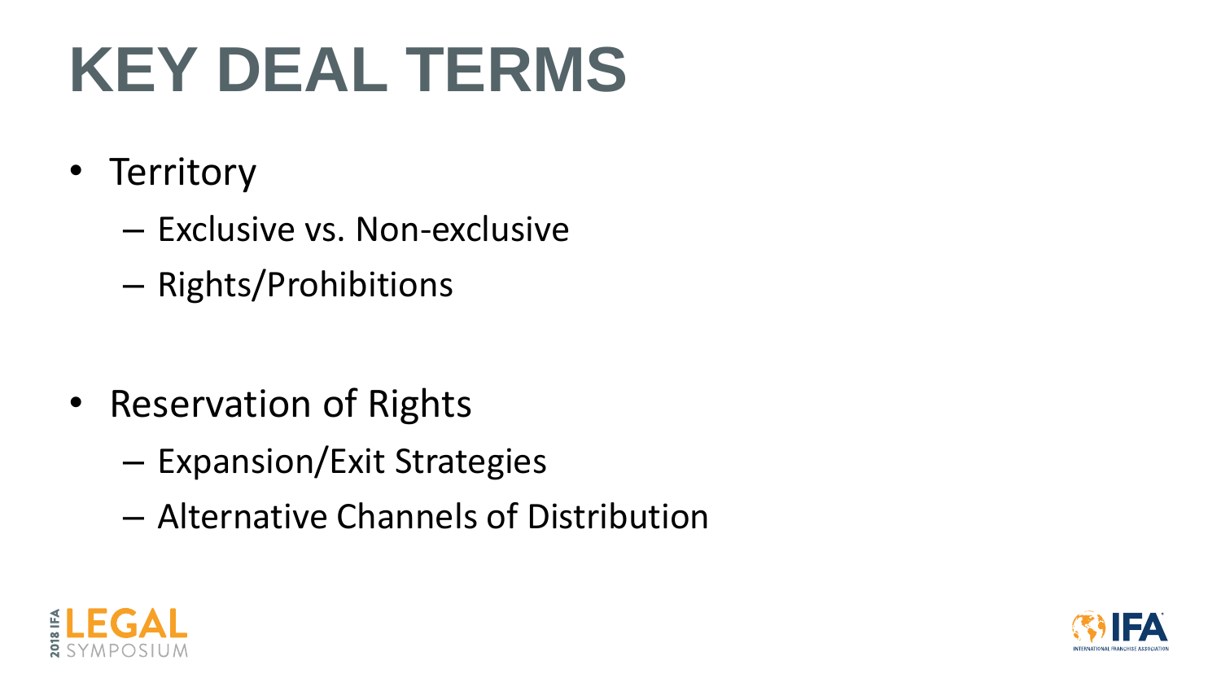# KEY DEAL TERMS

- Territory
  - Exclusive vs. Non-exclusive
  - Rights/Prohibitions
- Reservation of Rights
  - Expansion/Exit Strategies
  - Alternative Channels of Distribution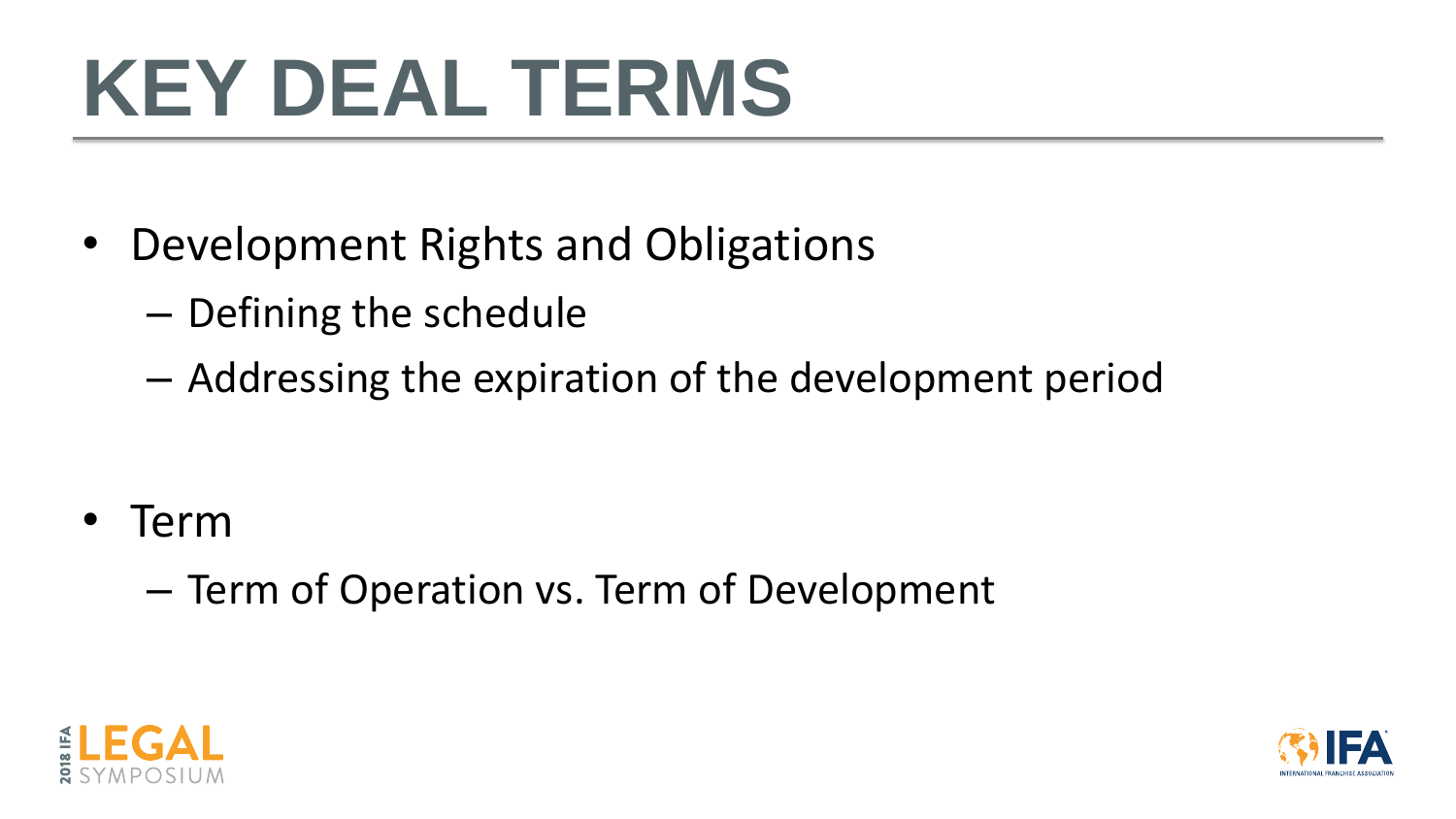# KEY DEAL TERMS

- Development Rights and Obligations
  - Defining the schedule
  - Addressing the expiration of the development period

- Term
  - Term of Operation vs. Term of Development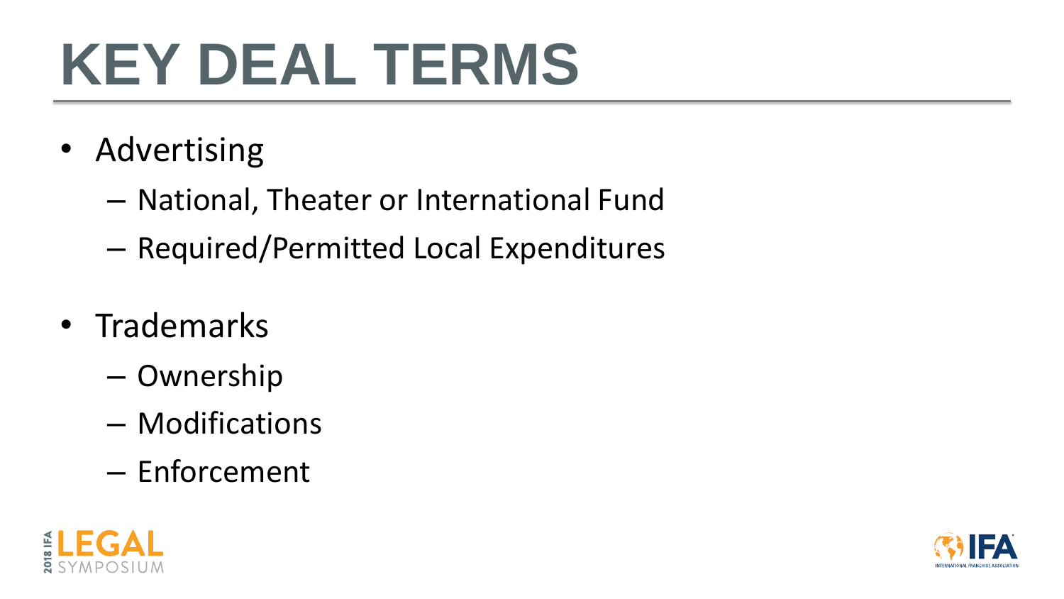# KEY DEAL TERMS

- Advertising
  - National, Theater or International Fund
  - Required/Permitted Local Expenditures
- Trademarks
  - Ownership
  - Modifications
  - Enforcement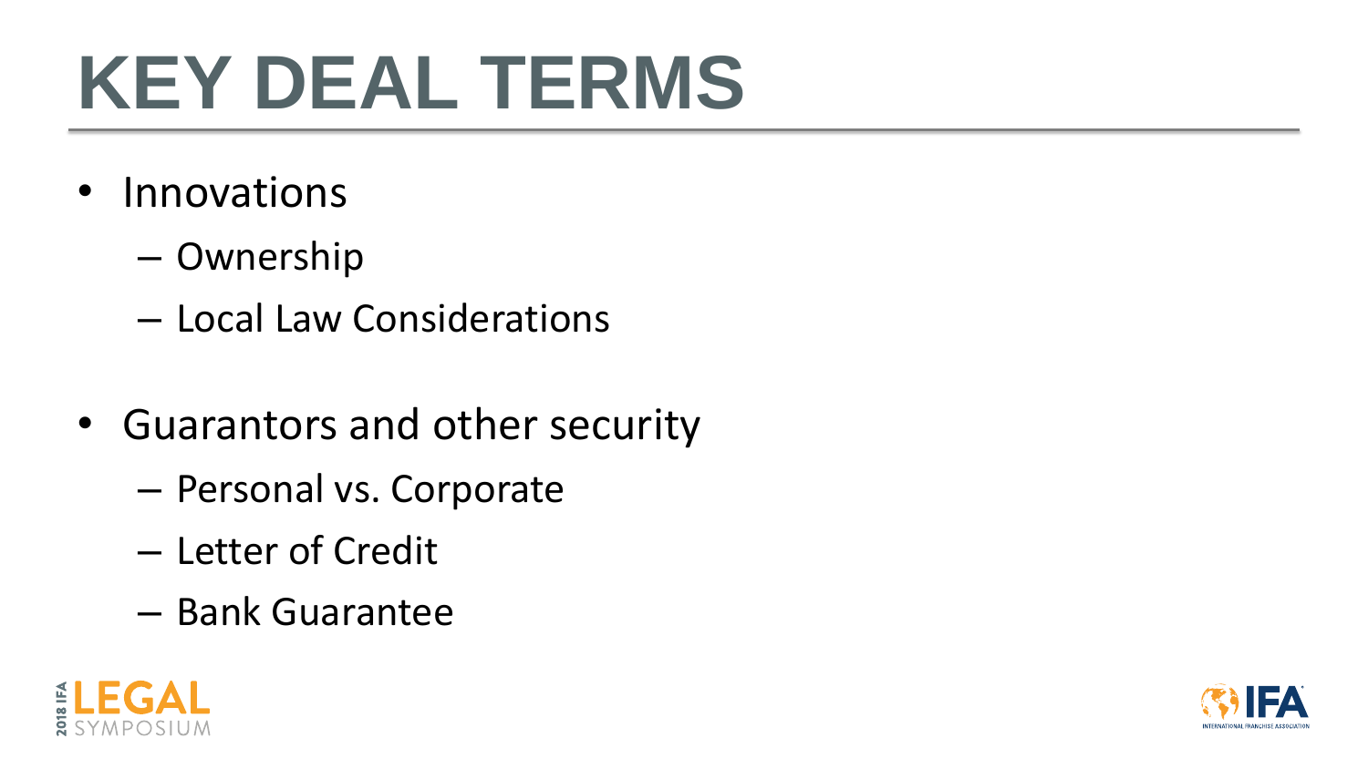# KEY DEAL TERMS

- Innovations
  - Ownership
  - Local Law Considerations

- Guarantors and other security
  - Personal vs. Corporate
  - Letter of Credit
  - Bank Guarantee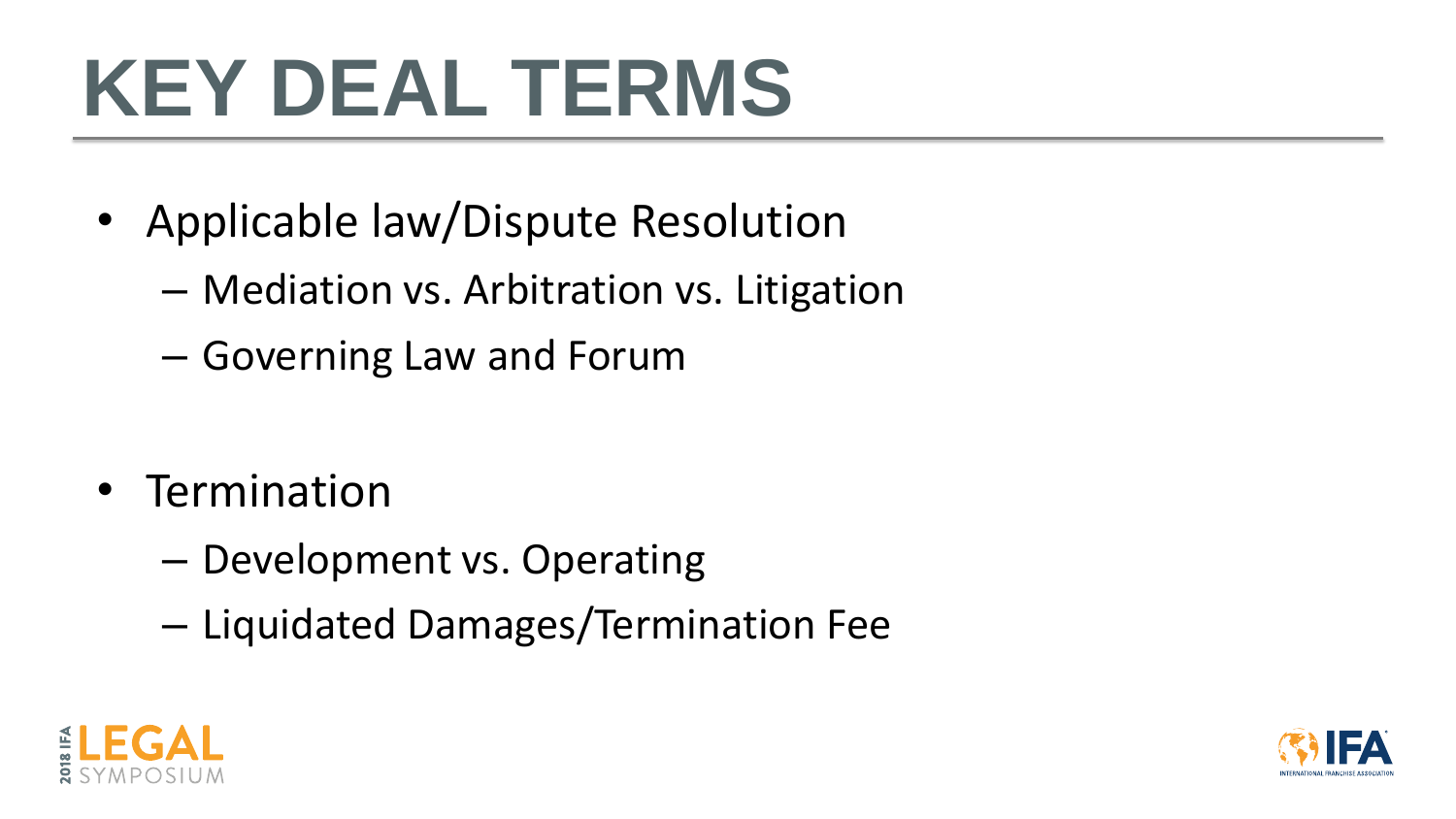# KEY DEAL TERMS

- Applicable law/Dispute Resolution
  - Mediation vs. Arbitration vs. Litigation
  - Governing Law and Forum

- Termination
  - Development vs. Operating
  - Liquidated Damages/Termination Fee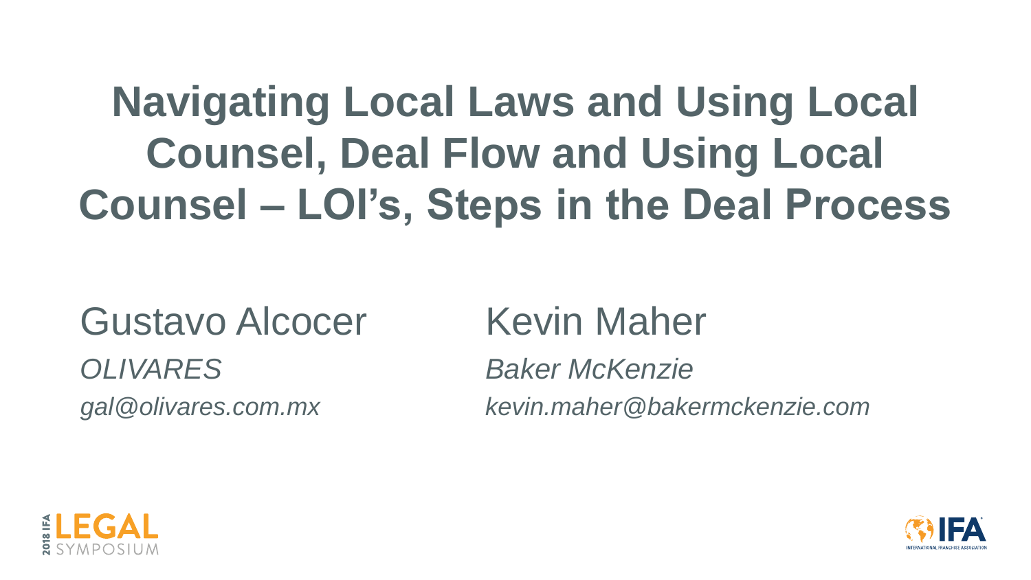# Navigating Local Laws and Using Local Counsel, Deal Flow and Using Local Counsel – LOI's, Steps in the Deal Process

Gustavo Alcocer

*OLIVARES*

*gal@olivares.com.mx*

Kevin Maher

*Baker McKenzie*

*kevin.maher@bakermckenzie.com*

2018 IFA LEGAL SYMPOSIUM

IFA INTERNATIONAL FRANCHISE ASSOCIATION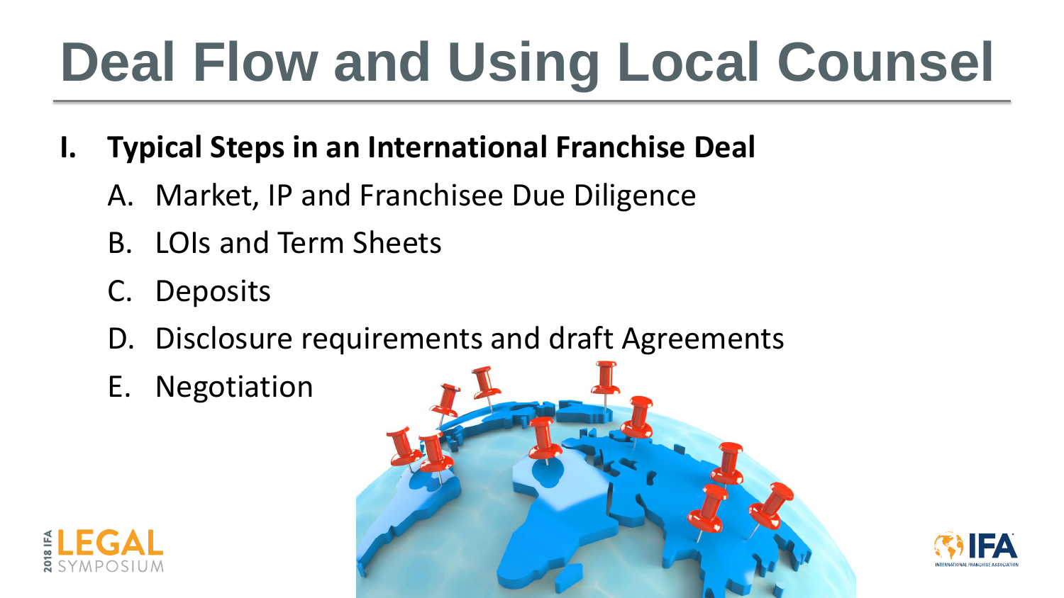# Deal Flow and Using Local Counsel

**I. Typical Steps in an International Franchise Deal**

A. Market, IP and Franchisee Due Diligence

B. LOIs and Term Sheets

C. Deposits

D. Disclosure requirements and draft Agreements

E. Negotiation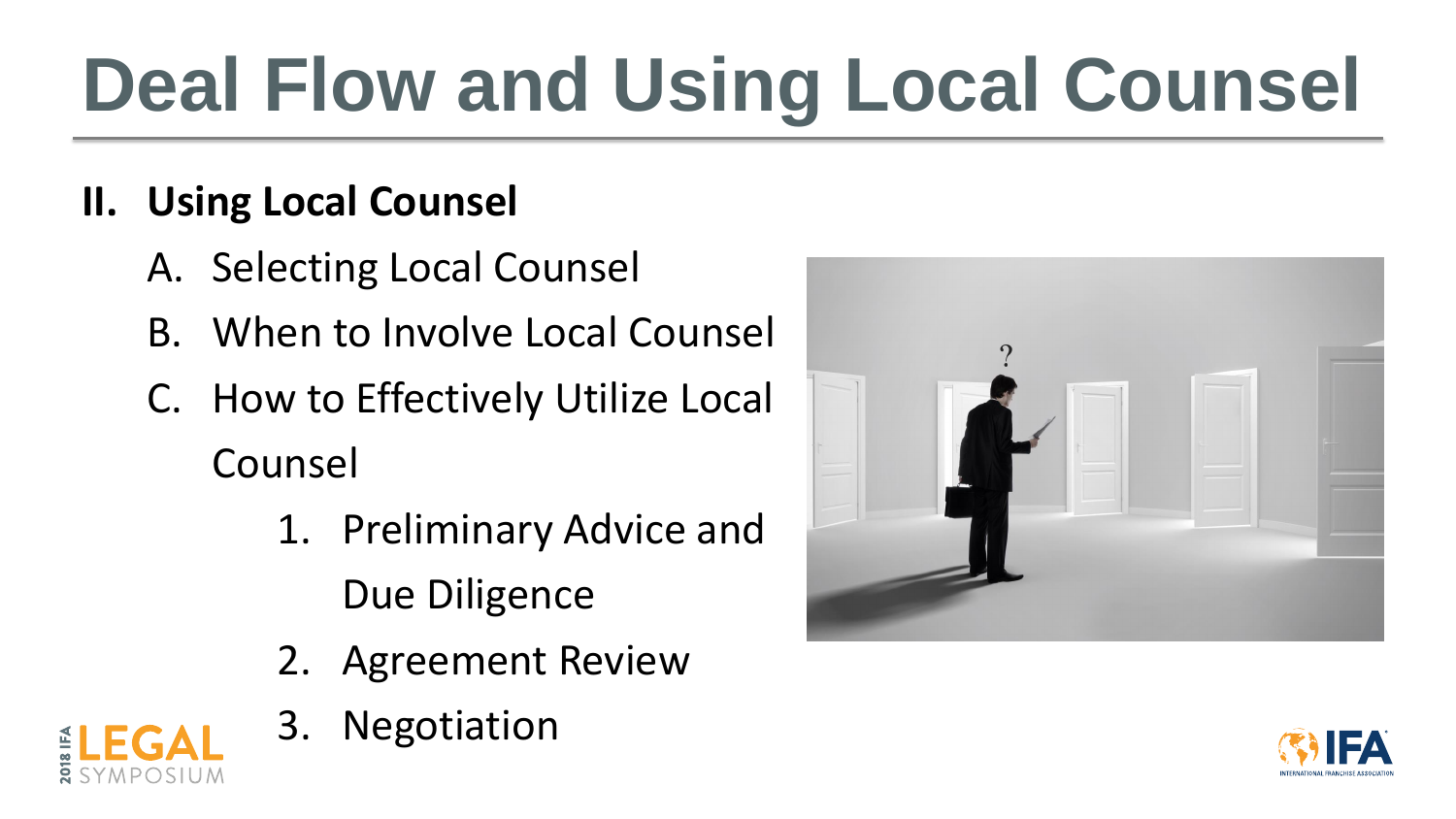# Deal Flow and Using Local Counsel

**II. Using Local Counsel**

A. Selecting Local Counsel

B. When to Involve Local Counsel

C. How to Effectively Utilize Local Counsel

   1. Preliminary Advice and Due Diligence
   2. Agreement Review
   3. Negotiation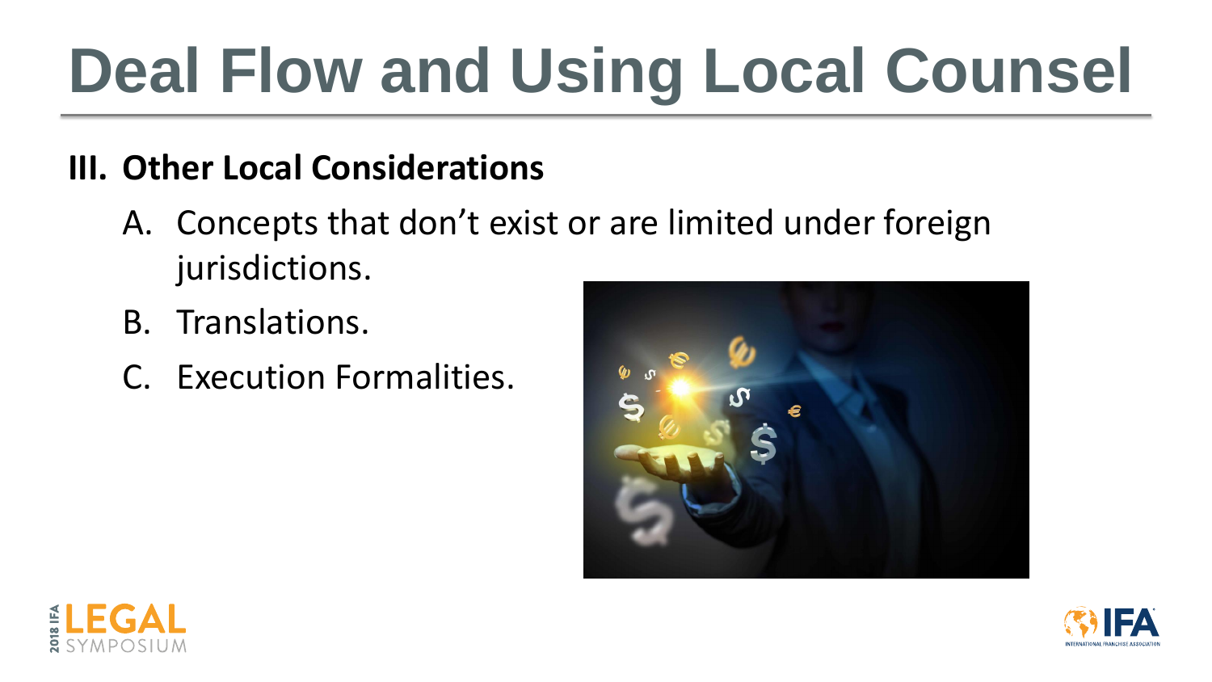# Deal Flow and Using Local Counsel

## III. Other Local Considerations

A. Concepts that don't exist or are limited under foreign jurisdictions.

B. Translations.

C. Execution Formalities.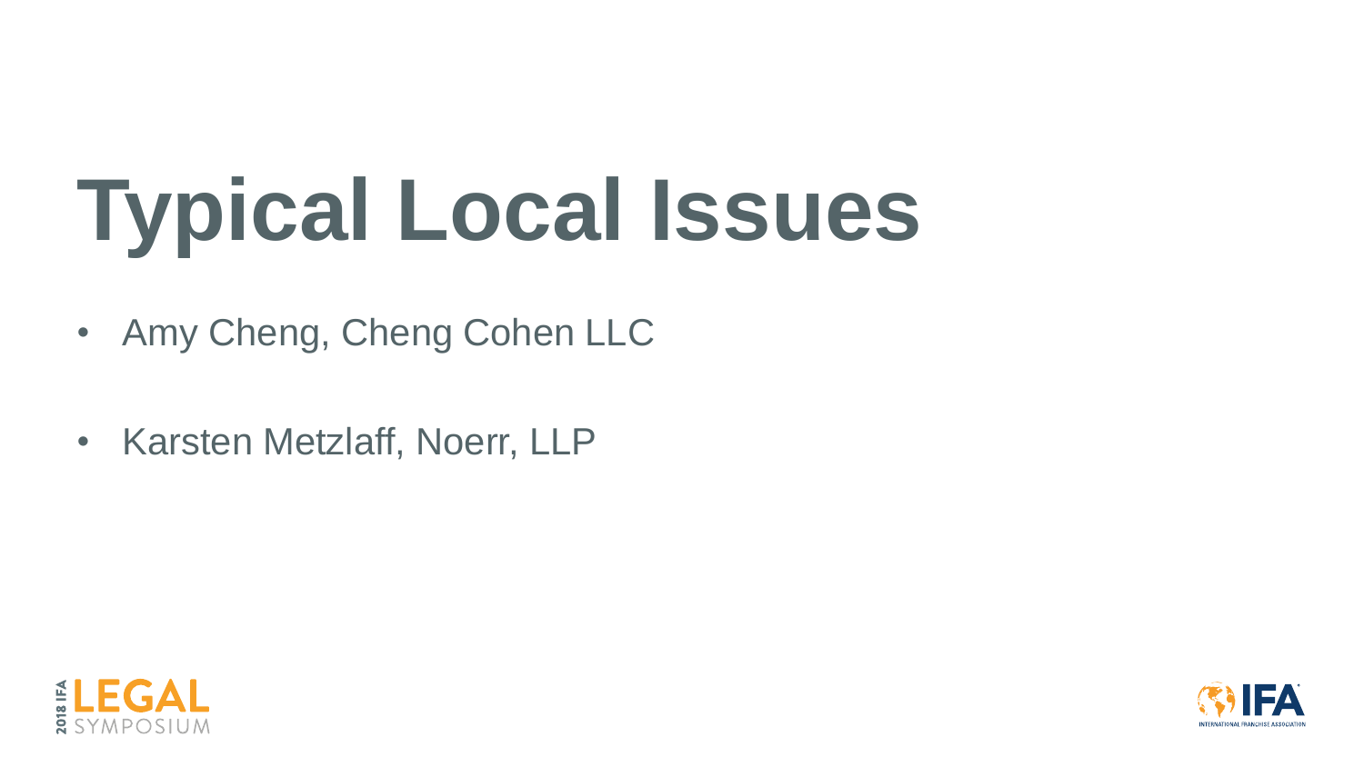# Typical Local Issues

- Amy Cheng, Cheng Cohen LLC
- Karsten Metzlaff, Noerr, LLP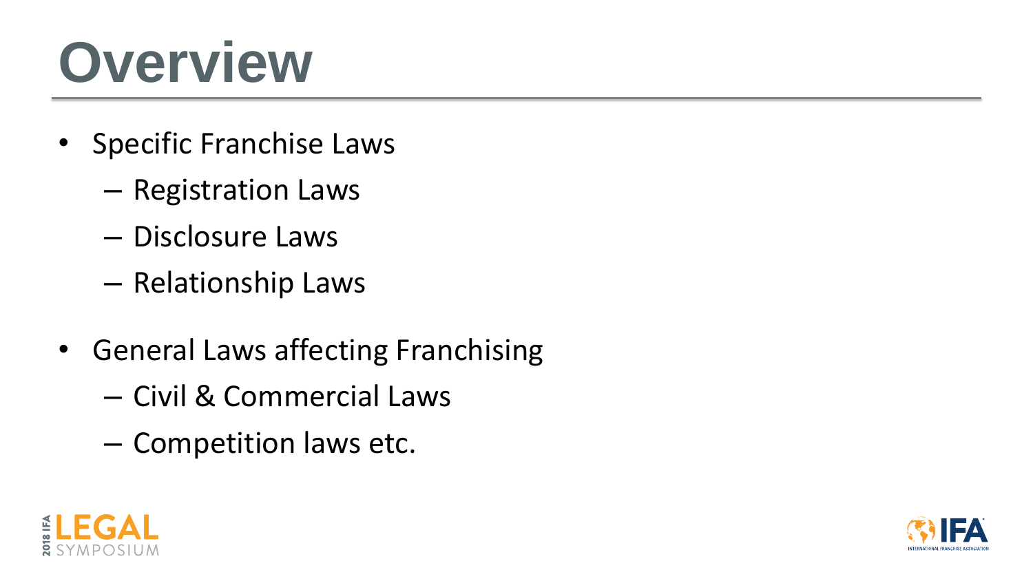# Overview

- Specific Franchise Laws
  - Registration Laws
  - Disclosure Laws
  - Relationship Laws
- General Laws affecting Franchising
  - Civil & Commercial Laws
  - Competition laws etc.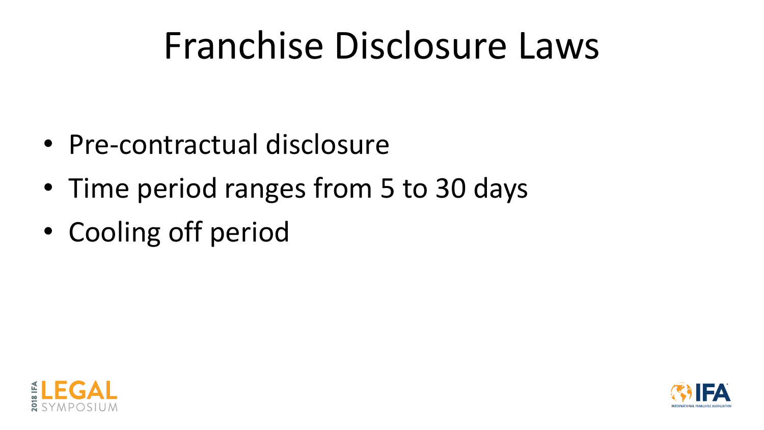# Franchise Disclosure Laws

- Pre-contractual disclosure
- Time period ranges from 5 to 30 days
- Cooling off period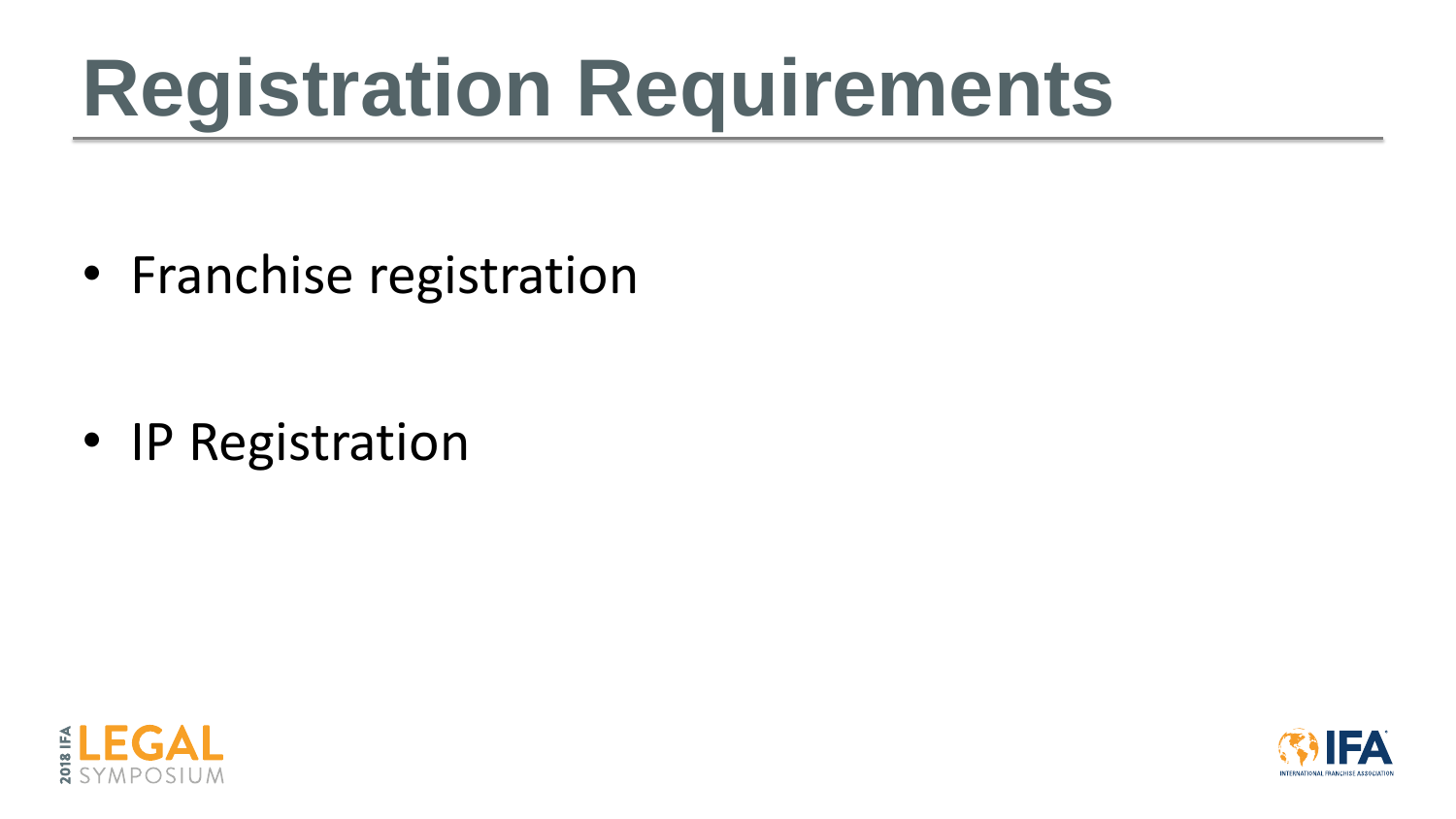# Registration Requirements

- Franchise registration
- IP Registration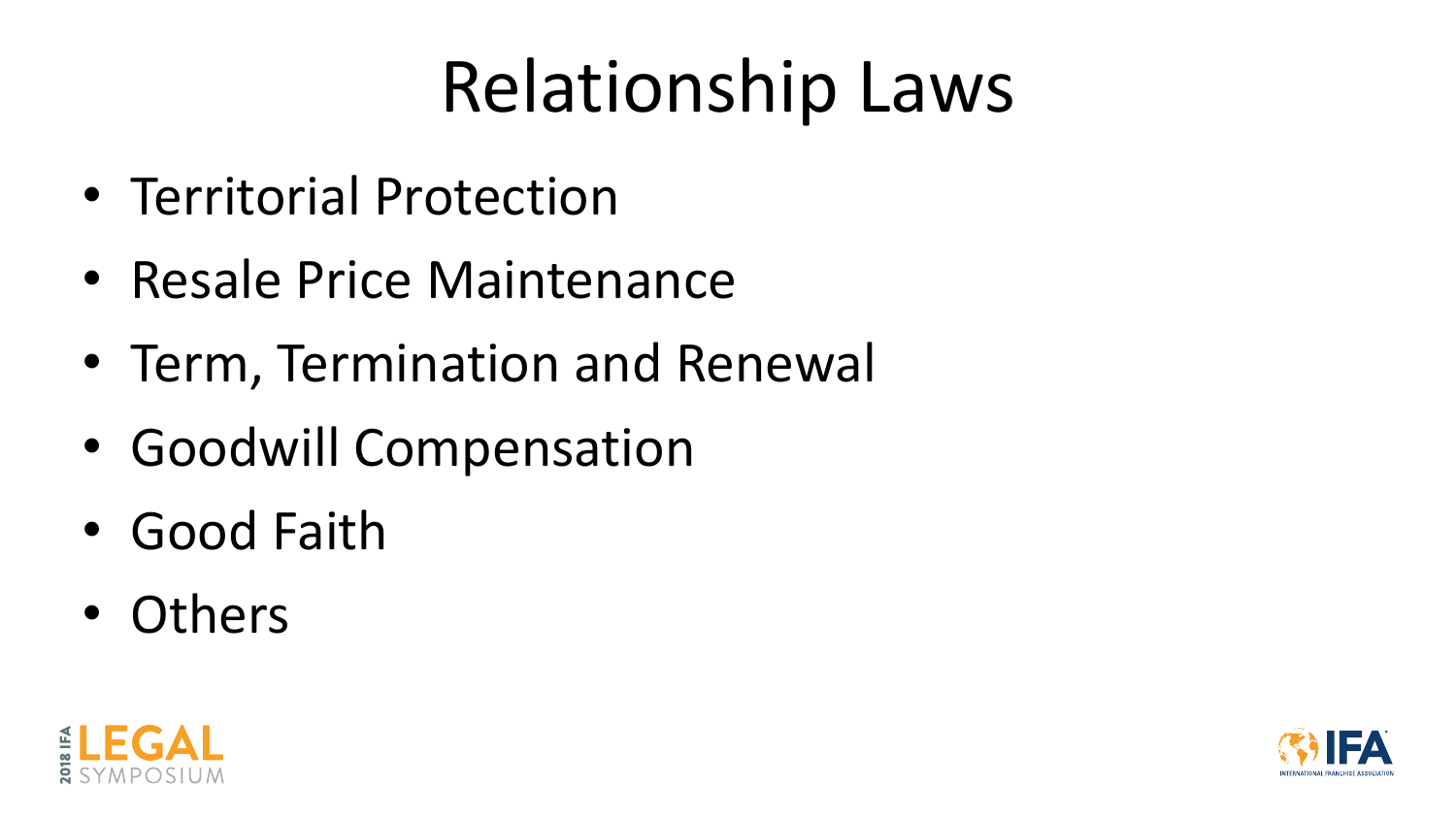# Relationship Laws

- Territorial Protection
- Resale Price Maintenance
- Term, Termination and Renewal
- Goodwill Compensation
- Good Faith
- Others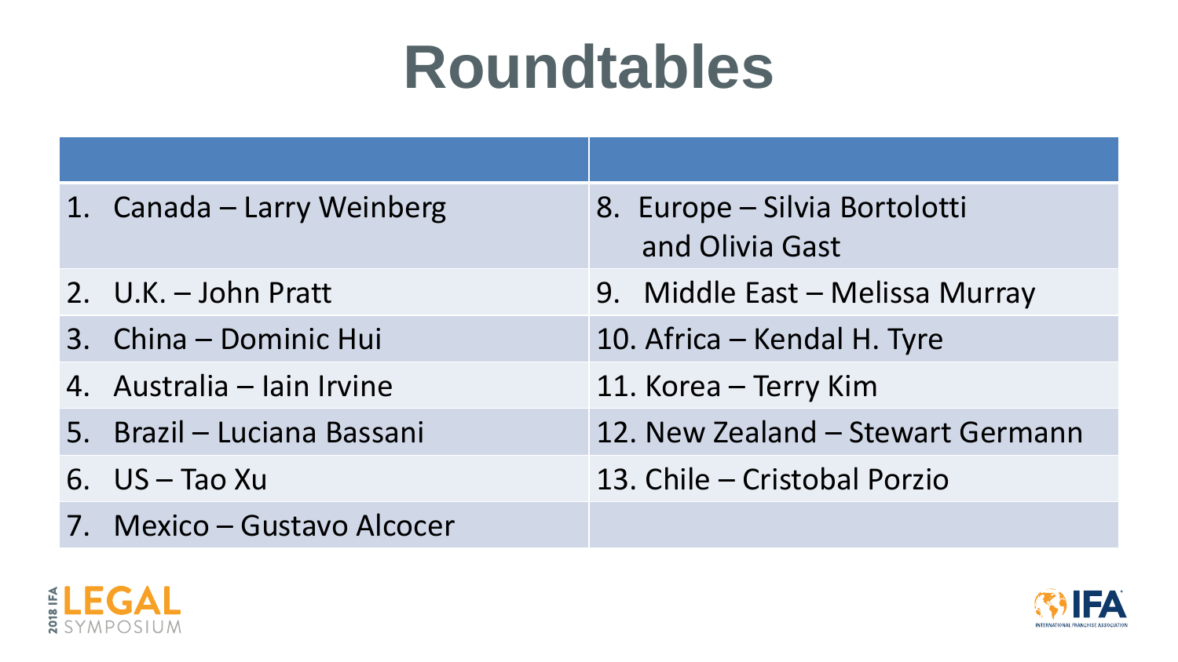# Roundtables

| | |
|---|---|
| 1. Canada – Larry Weinberg | 8. Europe – Silvia Bortolotti and Olivia Gast |
| 2. U.K. – John Pratt | 9. Middle East – Melissa Murray |
| 3. China – Dominic Hui | 10. Africa – Kendal H. Tyre |
| 4. Australia – Iain Irvine | 11. Korea – Terry Kim |
| 5. Brazil – Luciana Bassani | 12. New Zealand – Stewart Germann |
| 6. US – Tao Xu | 13. Chile – Cristobal Porzio |
| 7. Mexico – Gustavo Alcocer | |